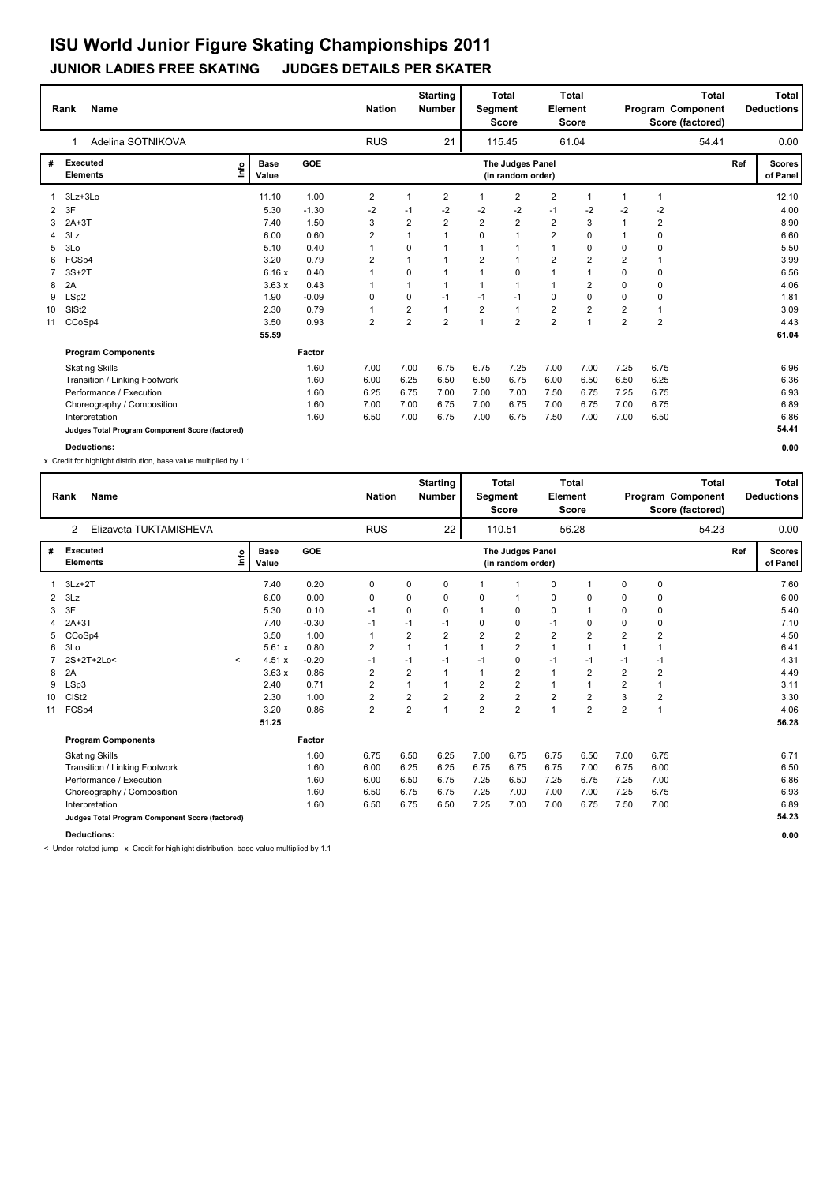# ISU World Junior Figure Skating Championships 2011

## JUNIOR LADIES FREE SKATING JUDGES DETAILS PER SKATER

| Rank | Name | Nation | Starting Number | Total Segment Score | Total Element Score | Total Program Component Score (factored) | Total Deductions |
|---|---|---|---|---|---|---|---|
| 1 | Adelina SOTNIKOVA | RUS | 21 | 115.45 | 61.04 | 54.41 | 0.00 |

| # | Executed Elements | Info | Base Value | GOE | J1 | J2 | J3 | J4 | J5 | J6 | J7 | J8 | J9 | Ref | Scores of Panel |
|---|---|---|---|---|---|---|---|---|---|---|---|---|---|---|---|
| 1 | 3Lz+3Lo | | 11.10 | 1.00 | 2 | 1 | 2 | 1 | 2 | 2 | 1 | 1 | 1 | | 12.10 |
| 2 | 3F | | 5.30 | -1.30 | -2 | -1 | -2 | -2 | -2 | -1 | -2 | -2 | -2 | | 4.00 |
| 3 | 2A+3T | | 7.40 | 1.50 | 3 | 2 | 2 | 2 | 2 | 2 | 3 | 1 | 2 | | 8.90 |
| 4 | 3Lz | | 6.00 | 0.60 | 2 | 1 | 1 | 0 | 1 | 2 | 0 | 1 | 0 | | 6.60 |
| 5 | 3Lo | | 5.10 | 0.40 | 1 | 0 | 1 | 1 | 1 | 1 | 0 | 0 | 0 | | 5.50 |
| 6 | FCSp4 | | 3.20 | 0.79 | 2 | 1 | 1 | 2 | 1 | 2 | 2 | 2 | 1 | | 3.99 |
| 7 | 3S+2T | | 6.16 x | 0.40 | 1 | 0 | 1 | 1 | 0 | 1 | 1 | 0 | 0 | | 6.56 |
| 8 | 2A | | 3.63 x | 0.43 | 1 | 1 | 1 | 1 | 1 | 1 | 2 | 0 | 0 | | 4.06 |
| 9 | LSp2 | | 1.90 | -0.09 | 0 | 0 | -1 | -1 | -1 | 0 | 0 | 0 | 0 | | 1.81 |
| 10 | SlSt2 | | 2.30 | 0.79 | 1 | 2 | 1 | 2 | 1 | 2 | 2 | 2 | 1 | | 3.09 |
| 11 | CCoSp4 | | 3.50 | 0.93 | 2 | 2 | 2 | 1 | 2 | 2 | 1 | 2 | 2 | | 4.43 |
| | | | 55.59 | | | | | | | | | | | | 61.04 |

| Program Components | Factor | J1 | J2 | J3 | J4 | J5 | J6 | J7 | J8 | J9 | Scores of Panel |
|---|---|---|---|---|---|---|---|---|---|---|---|
| Skating Skills | 1.60 | 7.00 | 7.00 | 6.75 | 6.75 | 7.25 | 7.00 | 7.00 | 7.25 | 6.75 | 6.96 |
| Transition / Linking Footwork | 1.60 | 6.00 | 6.25 | 6.50 | 6.50 | 6.75 | 6.00 | 6.50 | 6.50 | 6.25 | 6.36 |
| Performance / Execution | 1.60 | 6.25 | 6.75 | 7.00 | 7.00 | 7.00 | 7.50 | 6.75 | 7.25 | 6.75 | 6.93 |
| Choreography / Composition | 1.60 | 7.00 | 7.00 | 6.75 | 7.00 | 6.75 | 7.00 | 6.75 | 7.00 | 6.75 | 6.89 |
| Interpretation | 1.60 | 6.50 | 7.00 | 6.75 | 7.00 | 6.75 | 7.50 | 7.00 | 7.00 | 6.50 | 6.86 |
| Judges Total Program Component Score (factored) | | | | | | | | | | | 54.41 |

**Deductions:** 0.00

x Credit for highlight distribution, base value multiplied by 1.1

| Rank | Name | Nation | Starting Number | Total Segment Score | Total Element Score | Total Program Component Score (factored) | Total Deductions |
|---|---|---|---|---|---|---|---|
| 2 | Elizaveta TUKTAMISHEVA | RUS | 22 | 110.51 | 56.28 | 54.23 | 0.00 |

| # | Executed Elements | Info | Base Value | GOE | J1 | J2 | J3 | J4 | J5 | J6 | J7 | J8 | J9 | Ref | Scores of Panel |
|---|---|---|---|---|---|---|---|---|---|---|---|---|---|---|---|
| 1 | 3Lz+2T | | 7.40 | 0.20 | 0 | 0 | 0 | 1 | 1 | 0 | 1 | 0 | 0 | | 7.60 |
| 2 | 3Lz | | 6.00 | 0.00 | 0 | 0 | 0 | 0 | 1 | 0 | 0 | 0 | 0 | | 6.00 |
| 3 | 3F | | 5.30 | 0.10 | -1 | 0 | 0 | 1 | 0 | 0 | 1 | 0 | 0 | | 5.40 |
| 4 | 2A+3T | | 7.40 | -0.30 | -1 | -1 | -1 | 0 | 0 | -1 | 0 | 0 | 0 | | 7.10 |
| 5 | CCoSp4 | | 3.50 | 1.00 | 1 | 2 | 2 | 2 | 2 | 2 | 2 | 2 | 2 | | 4.50 |
| 6 | 3Lo | | 5.61 x | 0.80 | 2 | 1 | 1 | 1 | 2 | 1 | 1 | 1 | 1 | | 6.41 |
| 7 | 2S+2T+2Lo< | < | 4.51 x | -0.20 | -1 | -1 | -1 | -1 | 0 | -1 | -1 | -1 | -1 | | 4.31 |
| 8 | 2A | | 3.63 x | 0.86 | 2 | 2 | 1 | 1 | 2 | 1 | 2 | 2 | 2 | | 4.49 |
| 9 | LSp3 | | 2.40 | 0.71 | 2 | 1 | 1 | 2 | 2 | 1 | 1 | 2 | 1 | | 3.11 |
| 10 | CiSt2 | | 2.30 | 1.00 | 2 | 2 | 2 | 2 | 2 | 2 | 2 | 3 | 2 | | 3.30 |
| 11 | FCSp4 | | 3.20 | 0.86 | 2 | 2 | 1 | 2 | 2 | 1 | 2 | 2 | 1 | | 4.06 |
| | | | 51.25 | | | | | | | | | | | | 56.28 |

| Program Components | Factor | J1 | J2 | J3 | J4 | J5 | J6 | J7 | J8 | J9 | Scores of Panel |
|---|---|---|---|---|---|---|---|---|---|---|---|
| Skating Skills | 1.60 | 6.75 | 6.50 | 6.25 | 7.00 | 6.75 | 6.75 | 6.50 | 7.00 | 6.75 | 6.71 |
| Transition / Linking Footwork | 1.60 | 6.00 | 6.25 | 6.25 | 6.75 | 6.75 | 6.75 | 7.00 | 6.75 | 6.00 | 6.50 |
| Performance / Execution | 1.60 | 6.00 | 6.50 | 6.75 | 7.25 | 6.50 | 7.25 | 6.75 | 7.25 | 7.00 | 6.86 |
| Choreography / Composition | 1.60 | 6.50 | 6.75 | 6.75 | 7.25 | 7.00 | 7.00 | 7.00 | 7.25 | 6.75 | 6.93 |
| Interpretation | 1.60 | 6.50 | 6.75 | 6.50 | 7.25 | 7.00 | 7.00 | 6.75 | 7.50 | 7.00 | 6.89 |
| Judges Total Program Component Score (factored) | | | | | | | | | | | 54.23 |

**Deductions:** 0.00

< Under-rotated jump x Credit for highlight distribution, base value multiplied by 1.1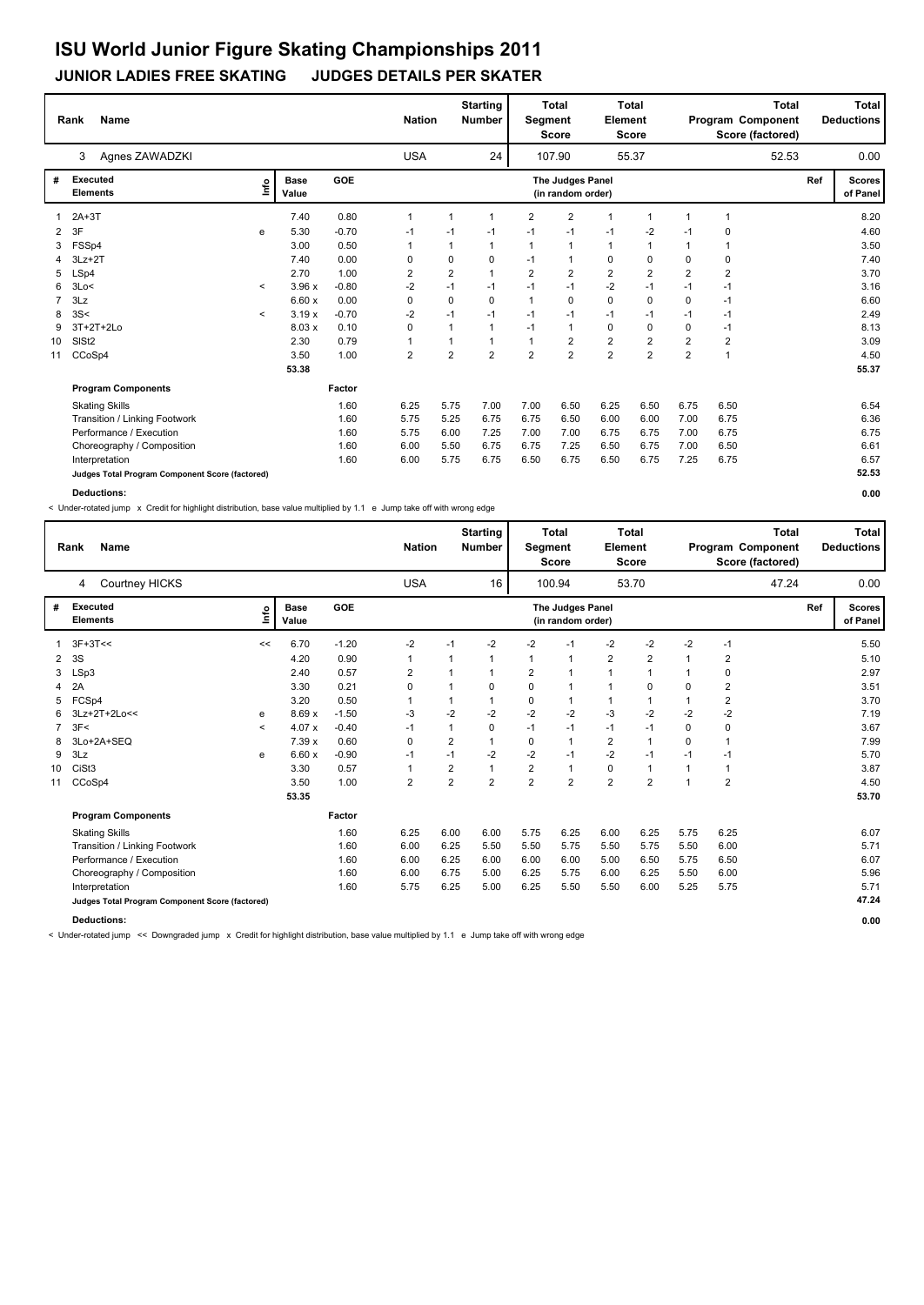# ISU World Junior Figure Skating Championships 2011

## JUNIOR LADIES FREE SKATING     JUDGES DETAILS PER SKATER

| Rank | Name | Nation | Starting Number | Total Segment Score | Total Element Score | Total Program Component Score (factored) | Total Deductions |
|---|---|---|---|---|---|---|---|
| 3 | Agnes ZAWADZKI | USA | 24 | 107.90 | 55.37 | 52.53 | 0.00 |

| # | Executed Elements | Info | Base Value | GOE | J1 | J2 | J3 | J4 | J5 | J6 | J7 | J8 | J9 | Ref | Scores of Panel |
|---|---|---|---|---|---|---|---|---|---|---|---|---|---|---|---|
| 1 | 2A+3T | | 7.40 | 0.80 | 1 | 1 | 1 | 2 | 2 | 1 | 1 | 1 | 1 | | 8.20 |
| 2 | 3F | e | 5.30 | -0.70 | -1 | -1 | -1 | -1 | -1 | -1 | -2 | -1 | 0 | | 4.60 |
| 3 | FSSp4 | | 3.00 | 0.50 | 1 | 1 | 1 | 1 | 1 | 1 | 1 | 1 | 1 | | 3.50 |
| 4 | 3Lz+2T | | 7.40 | 0.00 | 0 | 0 | 0 | -1 | 1 | 0 | 0 | 0 | 0 | | 7.40 |
| 5 | LSp4 | | 2.70 | 1.00 | 2 | 2 | 1 | 2 | 2 | 2 | 2 | 2 | 2 | | 3.70 |
| 6 | 3Lo< | < | 3.96 x | -0.80 | -2 | -1 | -1 | -1 | -1 | -2 | -1 | -1 | -1 | | 3.16 |
| 7 | 3Lz | | 6.60 x | 0.00 | 0 | 0 | 0 | 1 | 0 | 0 | 0 | 0 | -1 | | 6.60 |
| 8 | 3S< | < | 3.19 x | -0.70 | -2 | -1 | -1 | -1 | -1 | -1 | -1 | -1 | -1 | | 2.49 |
| 9 | 3T+2T+2Lo | | 8.03 x | 0.10 | 0 | 1 | 1 | -1 | 1 | 0 | 0 | 0 | -1 | | 8.13 |
| 10 | SlSt2 | | 2.30 | 0.79 | 1 | 1 | 1 | 1 | 2 | 2 | 2 | 2 | 2 | | 3.09 |
| 11 | CCoSp4 | | 3.50 | 1.00 | 2 | 2 | 2 | 2 | 2 | 2 | 2 | 2 | 1 | | 4.50 |
| | | | 53.38 | | | | | | | | | | | | 55.37 |

| Program Components | Factor | J1 | J2 | J3 | J4 | J5 | J6 | J7 | J8 | J9 | Scores of Panel |
|---|---|---|---|---|---|---|---|---|---|---|---|
| Skating Skills | 1.60 | 6.25 | 5.75 | 7.00 | 7.00 | 6.50 | 6.25 | 6.50 | 6.75 | 6.50 | 6.54 |
| Transition / Linking Footwork | 1.60 | 5.75 | 5.25 | 6.75 | 6.75 | 6.50 | 6.00 | 6.00 | 7.00 | 6.75 | 6.36 |
| Performance / Execution | 1.60 | 5.75 | 6.00 | 7.25 | 7.00 | 7.00 | 6.75 | 6.75 | 7.00 | 6.75 | 6.75 |
| Choreography / Composition | 1.60 | 6.00 | 5.50 | 6.75 | 6.75 | 7.25 | 6.50 | 6.75 | 7.00 | 6.50 | 6.61 |
| Interpretation | 1.60 | 6.00 | 5.75 | 6.75 | 6.50 | 6.75 | 6.50 | 6.75 | 7.25 | 6.75 | 6.57 |
| Judges Total Program Component Score (factored) | | | | | | | | | | | 52.53 |

**Deductions:** 0.00

< Under-rotated jump x Credit for highlight distribution, base value multiplied by 1.1 e Jump take off with wrong edge

| Rank | Name | Nation | Starting Number | Total Segment Score | Total Element Score | Total Program Component Score (factored) | Total Deductions |
|---|---|---|---|---|---|---|---|
| 4 | Courtney HICKS | USA | 16 | 100.94 | 53.70 | 47.24 | 0.00 |

| # | Executed Elements | Info | Base Value | GOE | J1 | J2 | J3 | J4 | J5 | J6 | J7 | J8 | J9 | Ref | Scores of Panel |
|---|---|---|---|---|---|---|---|---|---|---|---|---|---|---|---|
| 1 | 3F+3T<< | << | 6.70 | -1.20 | -2 | -1 | -2 | -2 | -1 | -2 | -2 | -2 | -1 | | 5.50 |
| 2 | 3S | | 4.20 | 0.90 | 1 | 1 | 1 | 1 | 1 | 2 | 2 | 1 | 2 | | 5.10 |
| 3 | LSp3 | | 2.40 | 0.57 | 2 | 1 | 1 | 2 | 1 | 1 | 1 | 1 | 0 | | 2.97 |
| 4 | 2A | | 3.30 | 0.21 | 0 | 1 | 0 | 0 | 1 | 1 | 0 | 0 | 2 | | 3.51 |
| 5 | FCSp4 | | 3.20 | 0.50 | 1 | 1 | 1 | 0 | 1 | 1 | 1 | 1 | 2 | | 3.70 |
| 6 | 3Lz+2T+2Lo<< | e | 8.69 x | -1.50 | -3 | -2 | -2 | -2 | -2 | -3 | -2 | -2 | -2 | | 7.19 |
| 7 | 3F< | < | 4.07 x | -0.40 | -1 | 1 | 0 | -1 | -1 | -1 | -1 | 0 | 0 | | 3.67 |
| 8 | 3Lo+2A+SEQ | | 7.39 x | 0.60 | 0 | 2 | 1 | 0 | 1 | 2 | 1 | 0 | 1 | | 7.99 |
| 9 | 3Lz | e | 6.60 x | -0.90 | -1 | -1 | -2 | -2 | -1 | -2 | -1 | -1 | -1 | | 5.70 |
| 10 | CiSt3 | | 3.30 | 0.57 | 1 | 2 | 1 | 2 | 1 | 0 | 1 | 1 | 1 | | 3.87 |
| 11 | CCoSp4 | | 3.50 | 1.00 | 2 | 2 | 2 | 2 | 2 | 2 | 2 | 1 | 2 | | 4.50 |
| | | | 53.35 | | | | | | | | | | | | 53.70 |

| Program Components | Factor | J1 | J2 | J3 | J4 | J5 | J6 | J7 | J8 | J9 | Scores of Panel |
|---|---|---|---|---|---|---|---|---|---|---|---|
| Skating Skills | 1.60 | 6.25 | 6.00 | 6.00 | 5.75 | 6.25 | 6.00 | 6.25 | 5.75 | 6.25 | 6.07 |
| Transition / Linking Footwork | 1.60 | 6.00 | 6.25 | 5.50 | 5.50 | 5.75 | 5.50 | 5.75 | 5.50 | 6.00 | 5.71 |
| Performance / Execution | 1.60 | 6.00 | 6.25 | 6.00 | 6.00 | 6.00 | 5.00 | 6.50 | 5.75 | 6.50 | 6.07 |
| Choreography / Composition | 1.60 | 6.00 | 6.75 | 5.00 | 6.25 | 5.75 | 6.00 | 6.25 | 5.50 | 6.00 | 5.96 |
| Interpretation | 1.60 | 5.75 | 6.25 | 5.00 | 6.25 | 5.50 | 5.50 | 6.00 | 5.25 | 5.75 | 5.71 |
| Judges Total Program Component Score (factored) | | | | | | | | | | | 47.24 |

**Deductions:** 0.00

< Under-rotated jump << Downgraded jump x Credit for highlight distribution, base value multiplied by 1.1 e Jump take off with wrong edge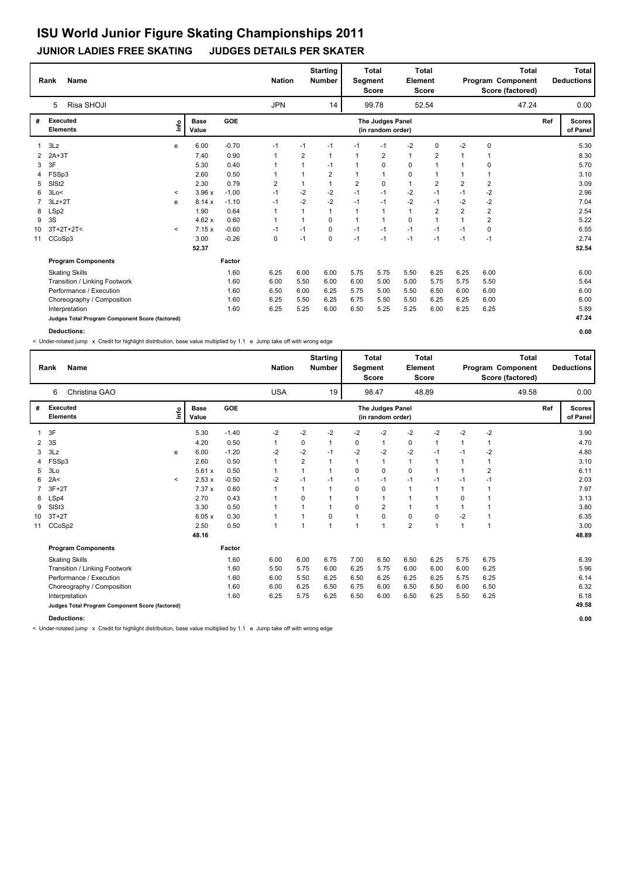# ISU World Junior Figure Skating Championships 2011

## JUNIOR LADIES FREE SKATING    JUDGES DETAILS PER SKATER

| Rank | Name | Nation | Starting Number | Total Segment Score | Total Element Score | Total Program Component Score (factored) | Total Deductions |
|---|---|---|---|---|---|---|---|
| 5 | Risa SHOJI | JPN | 14 | 99.78 | 52.54 | 47.24 | 0.00 |

| # | Executed Elements | Info | Base Value | | GOE | J1 | J2 | J3 | J4 | J5 | J6 | J7 | J8 | J9 | Ref | Scores of Panel |
|---|---|---|---|---|---|---|---|---|---|---|---|---|---|---|---|---|
| 1 | 3Lz | e | 6.00 | | -0.70 | -1 | -1 | -1 | -1 | -1 | -2 | 0 | -2 | 0 | | 5.30 |
| 2 | 2A+3T | | 7.40 | | 0.90 | 1 | 2 | 1 | 1 | 2 | 1 | 2 | 1 | 1 | | 8.30 |
| 3 | 3F | | 5.30 | | 0.40 | 1 | 1 | -1 | 1 | 0 | 0 | 1 | 1 | 0 | | 5.70 |
| 4 | FSSp3 | | 2.60 | | 0.50 | 1 | 1 | 2 | 1 | 1 | 0 | 1 | 1 | 1 | | 3.10 |
| 5 | SlSt2 | | 2.30 | | 0.79 | 2 | 1 | 1 | 2 | 0 | 1 | 2 | 2 | 2 | | 3.09 |
| 6 | 3Lo< | < | 3.96 | x | -1.00 | -1 | -2 | -2 | -1 | -1 | -2 | -1 | -1 | -2 | | 2.96 |
| 7 | 3Lz+2T | e | 8.14 | x | -1.10 | -1 | -2 | -2 | -1 | -1 | -2 | -1 | -2 | -2 | | 7.04 |
| 8 | LSp2 | | 1.90 | | 0.64 | 1 | 1 | 1 | 1 | 1 | 1 | 2 | 2 | 2 | | 2.54 |
| 9 | 3S | | 4.62 | x | 0.60 | 1 | 1 | 0 | 1 | 1 | 0 | 1 | 1 | 2 | | 5.22 |
| 10 | 3T+2T+2T< | < | 7.15 | x | -0.60 | -1 | -1 | 0 | -1 | -1 | -1 | -1 | -1 | 0 | | 6.55 |
| 11 | CCoSp3 | | 3.00 | | -0.26 | 0 | -1 | 0 | -1 | -1 | -1 | -1 | -1 | -1 | | 2.74 |
| | | | 52.37 | | | | | | | | | | | | | 52.54 |

| Program Components | Factor | J1 | J2 | J3 | J4 | J5 | J6 | J7 | J8 | J9 | Scores of Panel |
|---|---|---|---|---|---|---|---|---|---|---|---|
| Skating Skills | 1.60 | 6.25 | 6.00 | 6.00 | 5.75 | 5.75 | 5.50 | 6.25 | 6.25 | 6.00 | 6.00 |
| Transition / Linking Footwork | 1.60 | 6.00 | 5.50 | 6.00 | 6.00 | 5.00 | 5.00 | 5.75 | 5.75 | 5.50 | 5.64 |
| Performance / Execution | 1.60 | 6.50 | 6.00 | 6.25 | 5.75 | 5.00 | 5.50 | 6.50 | 6.00 | 6.00 | 6.00 |
| Choreography / Composition | 1.60 | 6.25 | 5.50 | 6.25 | 6.75 | 5.50 | 5.50 | 6.25 | 6.25 | 6.00 | 6.00 |
| Interpretation | 1.60 | 6.25 | 5.25 | 6.00 | 6.50 | 5.25 | 5.25 | 6.00 | 6.25 | 6.25 | 5.89 |
| Judges Total Program Component Score (factored) | | | | | | | | | | | 47.24 |

**Deductions:** 0.00

< Under-rotated jump x Credit for highlight distribution, base value multiplied by 1.1 e Jump take off with wrong edge

| Rank | Name | Nation | Starting Number | Total Segment Score | Total Element Score | Total Program Component Score (factored) | Total Deductions |
|---|---|---|---|---|---|---|---|
| 6 | Christina GAO | USA | 19 | 98.47 | 48.89 | 49.58 | 0.00 |

| # | Executed Elements | Info | Base Value | | GOE | J1 | J2 | J3 | J4 | J5 | J6 | J7 | J8 | J9 | Ref | Scores of Panel |
|---|---|---|---|---|---|---|---|---|---|---|---|---|---|---|---|---|
| 1 | 3F | | 5.30 | | -1.40 | -2 | -2 | -2 | -2 | -2 | -2 | -2 | -2 | -2 | | 3.90 |
| 2 | 3S | | 4.20 | | 0.50 | 1 | 0 | 1 | 0 | 1 | 0 | 1 | 1 | 1 | | 4.70 |
| 3 | 3Lz | e | 6.00 | | -1.20 | -2 | -2 | -1 | -2 | -2 | -2 | -1 | -1 | -2 | | 4.80 |
| 4 | FSSp3 | | 2.60 | | 0.50 | 1 | 2 | 1 | 1 | 1 | 1 | 1 | 1 | 1 | | 3.10 |
| 5 | 3Lo | | 5.61 | x | 0.50 | 1 | 1 | 1 | 0 | 0 | 0 | 1 | 1 | 2 | | 6.11 |
| 6 | 2A< | < | 2.53 | x | -0.50 | -2 | -1 | -1 | -1 | -1 | -1 | -1 | -1 | -1 | | 2.03 |
| 7 | 3F+2T | | 7.37 | x | 0.60 | 1 | 1 | 1 | 0 | 0 | 1 | 1 | 1 | 1 | | 7.97 |
| 8 | LSp4 | | 2.70 | | 0.43 | 1 | 0 | 1 | 1 | 1 | 1 | 1 | 0 | 1 | | 3.13 |
| 9 | SlSt3 | | 3.30 | | 0.50 | 1 | 1 | 1 | 0 | 2 | 1 | 1 | 1 | 1 | | 3.80 |
| 10 | 3T+2T | | 6.05 | x | 0.30 | 1 | 1 | 0 | 1 | 0 | 0 | 0 | -2 | 1 | | 6.35 |
| 11 | CCoSp2 | | 2.50 | | 0.50 | 1 | 1 | 1 | 1 | 1 | 2 | 1 | 1 | 1 | | 3.00 |
| | | | 48.16 | | | | | | | | | | | | | 48.89 |

| Program Components | Factor | J1 | J2 | J3 | J4 | J5 | J6 | J7 | J8 | J9 | Scores of Panel |
|---|---|---|---|---|---|---|---|---|---|---|---|
| Skating Skills | 1.60 | 6.00 | 6.00 | 6.75 | 7.00 | 6.50 | 6.50 | 6.25 | 5.75 | 6.75 | 6.39 |
| Transition / Linking Footwork | 1.60 | 5.50 | 5.75 | 6.00 | 6.25 | 5.75 | 6.00 | 6.00 | 6.00 | 6.25 | 5.96 |
| Performance / Execution | 1.60 | 6.00 | 5.50 | 6.25 | 6.50 | 6.25 | 6.25 | 6.25 | 5.75 | 6.25 | 6.14 |
| Choreography / Composition | 1.60 | 6.00 | 6.25 | 6.50 | 6.75 | 6.00 | 6.50 | 6.50 | 6.00 | 6.50 | 6.32 |
| Interpretation | 1.60 | 6.25 | 5.75 | 6.25 | 6.50 | 6.00 | 6.50 | 6.25 | 5.50 | 6.25 | 6.18 |
| Judges Total Program Component Score (factored) | | | | | | | | | | | 49.58 |

**Deductions:** 0.00

< Under-rotated jump x Credit for highlight distribution, base value multiplied by 1.1 e Jump take off with wrong edge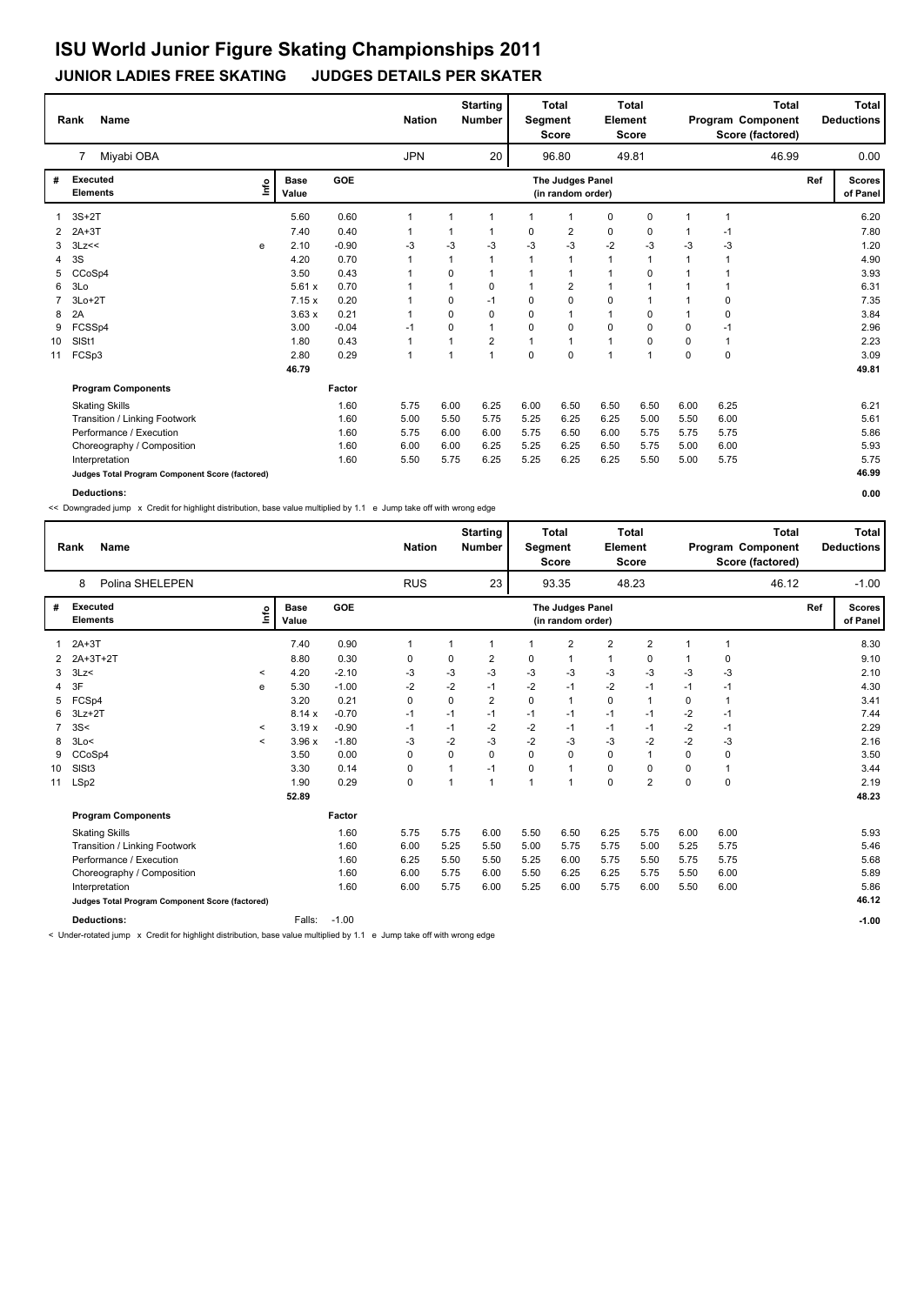# ISU World Junior Figure Skating Championships 2011

## JUNIOR LADIES FREE SKATING JUDGES DETAILS PER SKATER

| Rank | Name | Nation | Starting Number | Total Segment Score | Total Element Score | Total Program Component Score (factored) | Total Deductions |
|---|---|---|---|---|---|---|---|
| 7 | Miyabi OBA | JPN | 20 | 96.80 | 49.81 | 46.99 | 0.00 |

| # | Executed Elements | Info | Base Value | GOE | J1 | J2 | J3 | J4 | J5 | J6 | J7 | J8 | J9 | Ref | Scores of Panel |
|---|---|---|---|---|---|---|---|---|---|---|---|---|---|---|---|
| 1 | 3S+2T | | 5.60 | 0.60 | 1 | 1 | 1 | 1 | 1 | 0 | 0 | 1 | 1 | | 6.20 |
| 2 | 2A+3T | | 7.40 | 0.40 | 1 | 1 | 1 | 0 | 2 | 0 | 0 | 1 | -1 | | 7.80 |
| 3 | 3Lz<< | e | 2.10 | -0.90 | -3 | -3 | -3 | -3 | -3 | -2 | -3 | -3 | -3 | | 1.20 |
| 4 | 3S | | 4.20 | 0.70 | 1 | 1 | 1 | 1 | 1 | 1 | 1 | 1 | 1 | | 4.90 |
| 5 | CCoSp4 | | 3.50 | 0.43 | 1 | 0 | 1 | 1 | 1 | 1 | 0 | 1 | 1 | | 3.93 |
| 6 | 3Lo | | 5.61 x | 0.70 | 1 | 1 | 0 | 1 | 2 | 1 | 1 | 1 | 1 | | 6.31 |
| 7 | 3Lo+2T | | 7.15 x | 0.20 | 1 | 0 | -1 | 0 | 0 | 0 | 1 | 1 | 0 | | 7.35 |
| 8 | 2A | | 3.63 x | 0.21 | 1 | 0 | 0 | 0 | 1 | 1 | 0 | 1 | 0 | | 3.84 |
| 9 | FCSSp4 | | 3.00 | -0.04 | -1 | 0 | 1 | 0 | 0 | 0 | 0 | 0 | -1 | | 2.96 |
| 10 | SlSt1 | | 1.80 | 0.43 | 1 | 1 | 2 | 1 | 1 | 1 | 0 | 0 | 1 | | 2.23 |
| 11 | FCSp3 | | 2.80 | 0.29 | 1 | 1 | 1 | 0 | 0 | 1 | 1 | 0 | 0 | | 3.09 |
| | | | 46.79 | | | | | | | | | | | | 49.81 |

| Program Components | Factor | J1 | J2 | J3 | J4 | J5 | J6 | J7 | J8 | J9 | Scores of Panel |
|---|---|---|---|---|---|---|---|---|---|---|---|
| Skating Skills | 1.60 | 5.75 | 6.00 | 6.25 | 6.00 | 6.50 | 6.50 | 6.50 | 6.00 | 6.25 | 6.21 |
| Transition / Linking Footwork | 1.60 | 5.00 | 5.50 | 5.75 | 5.25 | 6.25 | 6.25 | 5.00 | 5.50 | 6.00 | 5.61 |
| Performance / Execution | 1.60 | 5.75 | 6.00 | 6.00 | 5.75 | 6.50 | 6.00 | 5.75 | 5.75 | 5.75 | 5.86 |
| Choreography / Composition | 1.60 | 6.00 | 6.00 | 6.25 | 5.25 | 6.25 | 6.50 | 5.75 | 5.00 | 6.00 | 5.93 |
| Interpretation | 1.60 | 5.50 | 5.75 | 6.25 | 5.25 | 6.25 | 6.25 | 5.50 | 5.00 | 5.75 | 5.75 |
| Judges Total Program Component Score (factored) | | | | | | | | | | | 46.99 |

**Deductions:** 0.00

<< Downgraded jump x Credit for highlight distribution, base value multiplied by 1.1 e Jump take off with wrong edge

| Rank | Name | Nation | Starting Number | Total Segment Score | Total Element Score | Total Program Component Score (factored) | Total Deductions |
|---|---|---|---|---|---|---|---|
| 8 | Polina SHELEPEN | RUS | 23 | 93.35 | 48.23 | 46.12 | -1.00 |

| # | Executed Elements | Info | Base Value | GOE | J1 | J2 | J3 | J4 | J5 | J6 | J7 | J8 | J9 | Ref | Scores of Panel |
|---|---|---|---|---|---|---|---|---|---|---|---|---|---|---|---|
| 1 | 2A+3T | | 7.40 | 0.90 | 1 | 1 | 1 | 1 | 2 | 2 | 2 | 1 | 1 | | 8.30 |
| 2 | 2A+3T+2T | | 8.80 | 0.30 | 0 | 0 | 2 | 0 | 1 | 1 | 0 | 1 | 0 | | 9.10 |
| 3 | 3Lz< | < | 4.20 | -2.10 | -3 | -3 | -3 | -3 | -3 | -3 | -3 | -3 | -3 | | 2.10 |
| 4 | 3F | e | 5.30 | -1.00 | -2 | -2 | -1 | -2 | -1 | -2 | -1 | -1 | -1 | | 4.30 |
| 5 | FCSp4 | | 3.20 | 0.21 | 0 | 0 | 2 | 0 | 1 | 0 | 1 | 0 | 1 | | 3.41 |
| 6 | 3Lz+2T | | 8.14 x | -0.70 | -1 | -1 | -1 | -1 | -1 | -1 | -1 | -2 | -1 | | 7.44 |
| 7 | 3S< | < | 3.19 x | -0.90 | -1 | -1 | -2 | -2 | -1 | -1 | -1 | -2 | -1 | | 2.29 |
| 8 | 3Lo< | < | 3.96 x | -1.80 | -3 | -2 | -3 | -2 | -3 | -3 | -2 | -2 | -3 | | 2.16 |
| 9 | CCoSp4 | | 3.50 | 0.00 | 0 | 0 | 0 | 0 | 0 | 0 | 1 | 0 | 0 | | 3.50 |
| 10 | SlSt3 | | 3.30 | 0.14 | 0 | 1 | -1 | 0 | 1 | 0 | 0 | 0 | 1 | | 3.44 |
| 11 | LSp2 | | 1.90 | 0.29 | 0 | 1 | 1 | 1 | 1 | 0 | 2 | 0 | 0 | | 2.19 |
| | | | 52.89 | | | | | | | | | | | | 48.23 |

| Program Components | Factor | J1 | J2 | J3 | J4 | J5 | J6 | J7 | J8 | J9 | Scores of Panel |
|---|---|---|---|---|---|---|---|---|---|---|---|
| Skating Skills | 1.60 | 5.75 | 5.75 | 6.00 | 5.50 | 6.50 | 6.25 | 5.75 | 6.00 | 6.00 | 5.93 |
| Transition / Linking Footwork | 1.60 | 6.00 | 5.25 | 5.50 | 5.00 | 5.75 | 5.75 | 5.00 | 5.25 | 5.75 | 5.46 |
| Performance / Execution | 1.60 | 6.25 | 5.50 | 5.50 | 5.25 | 6.00 | 5.75 | 5.50 | 5.75 | 5.75 | 5.68 |
| Choreography / Composition | 1.60 | 6.00 | 5.75 | 6.00 | 5.50 | 6.25 | 6.25 | 5.75 | 5.50 | 6.00 | 5.89 |
| Interpretation | 1.60 | 6.00 | 5.75 | 6.00 | 5.25 | 6.00 | 5.75 | 6.00 | 5.50 | 6.00 | 5.86 |
| Judges Total Program Component Score (factored) | | | | | | | | | | | 46.12 |

**Deductions:** Falls: -1.00 — -1.00

< Under-rotated jump x Credit for highlight distribution, base value multiplied by 1.1 e Jump take off with wrong edge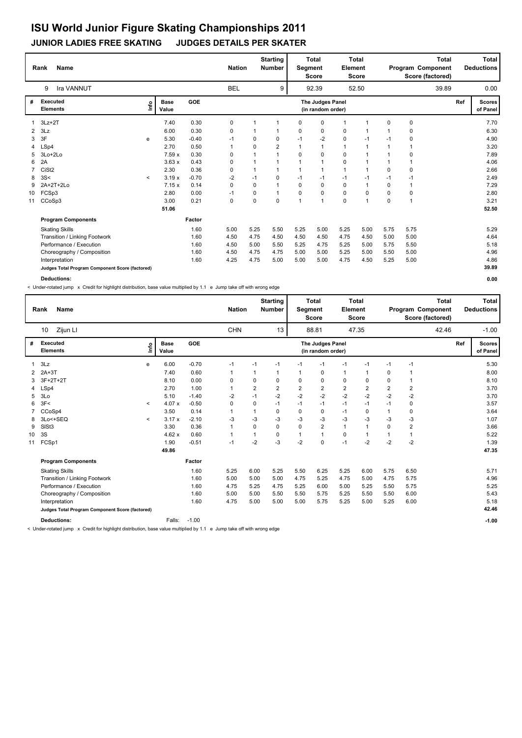# ISU World Junior Figure Skating Championships 2011

## JUNIOR LADIES FREE SKATING JUDGES DETAILS PER SKATER

| Rank | Name | Nation | Starting Number | Total Segment Score | Total Element Score | Total Program Component Score (factored) | Total Deductions |
|---|---|---|---|---|---|---|---|
| 9 | Ira VANNUT | BEL | 9 | 92.39 | 52.50 | 39.89 | 0.00 |

| # | Executed Elements | Info | Base Value | GOE | J1 | J2 | J3 | J4 | J5 | J6 | J7 | J8 | J9 | Ref | Scores of Panel |
|---|---|---|---|---|---|---|---|---|---|---|---|---|---|---|---|
| 1 | 3Lz+2T | | 7.40 | 0.30 | 0 | 1 | 1 | 0 | 0 | 1 | 1 | 0 | 0 | | 7.70 |
| 2 | 3Lz | | 6.00 | 0.30 | 0 | 1 | 1 | 0 | 0 | 0 | 1 | 1 | 0 | | 6.30 |
| 3 | 3F | e | 5.30 | -0.40 | -1 | 0 | 0 | -1 | -2 | 0 | -1 | -1 | 0 | | 4.90 |
| 4 | LSp4 | | 2.70 | 0.50 | 1 | 0 | 2 | 1 | 1 | 1 | 1 | 1 | 1 | | 3.20 |
| 5 | 3Lo+2Lo | | 7.59 x | 0.30 | 0 | 1 | 1 | 0 | 0 | 0 | 1 | 1 | 0 | | 7.89 |
| 6 | 2A | | 3.63 x | 0.43 | 0 | 1 | 1 | 1 | 1 | 0 | 1 | 1 | 1 | | 4.06 |
| 7 | CiSt2 | | 2.30 | 0.36 | 0 | 1 | 1 | 1 | 1 | 1 | 1 | 0 | 0 | | 2.66 |
| 8 | 3S< | < | 3.19 x | -0.70 | -2 | -1 | 0 | -1 | -1 | -1 | -1 | -1 | -1 | | 2.49 |
| 9 | 2A+2T+2Lo | | 7.15 x | 0.14 | 0 | 0 | 1 | 0 | 0 | 0 | 1 | 0 | 1 | | 7.29 |
| 10 | FCSp3 | | 2.80 | 0.00 | -1 | 0 | 1 | 0 | 0 | 0 | 0 | 0 | 0 | | 2.80 |
| 11 | CCoSp3 | | 3.00 | 0.21 | 0 | 0 | 0 | 1 | 1 | 0 | 1 | 0 | 1 | | 3.21 |
| | | | 51.06 | | | | | | | | | | | | 52.50 |

| Program Components | Factor | J1 | J2 | J3 | J4 | J5 | J6 | J7 | J8 | J9 | Scores |
|---|---|---|---|---|---|---|---|---|---|---|---|
| Skating Skills | 1.60 | 5.00 | 5.25 | 5.50 | 5.25 | 5.00 | 5.25 | 5.00 | 5.75 | 5.75 | 5.29 |
| Transition / Linking Footwork | 1.60 | 4.50 | 4.75 | 4.50 | 4.50 | 4.50 | 4.75 | 4.50 | 5.00 | 5.00 | 4.64 |
| Performance / Execution | 1.60 | 4.50 | 5.00 | 5.50 | 5.25 | 4.75 | 5.25 | 5.00 | 5.75 | 5.50 | 5.18 |
| Choreography / Composition | 1.60 | 4.50 | 4.75 | 4.75 | 5.00 | 5.00 | 5.25 | 5.00 | 5.50 | 5.00 | 4.96 |
| Interpretation | 1.60 | 4.25 | 4.75 | 5.00 | 5.00 | 5.00 | 4.75 | 4.50 | 5.25 | 5.00 | 4.86 |
| Judges Total Program Component Score (factored) | | | | | | | | | | | 39.89 |

**Deductions:** 0.00

< Under-rotated jump x Credit for highlight distribution, base value multiplied by 1.1 e Jump take off with wrong edge

| Rank | Name | Nation | Starting Number | Total Segment Score | Total Element Score | Total Program Component Score (factored) | Total Deductions |
|---|---|---|---|---|---|---|---|
| 10 | Zijun LI | CHN | 13 | 88.81 | 47.35 | 42.46 | -1.00 |

| # | Executed Elements | Info | Base Value | GOE | J1 | J2 | J3 | J4 | J5 | J6 | J7 | J8 | J9 | Ref | Scores of Panel |
|---|---|---|---|---|---|---|---|---|---|---|---|---|---|---|---|
| 1 | 3Lz | e | 6.00 | -0.70 | -1 | -1 | -1 | -1 | -1 | -1 | -1 | -1 | -1 | | 5.30 |
| 2 | 2A+3T | | 7.40 | 0.60 | 1 | 1 | 1 | 1 | 0 | 1 | 1 | 0 | 1 | | 8.00 |
| 3 | 3F+2T+2T | | 8.10 | 0.00 | 0 | 0 | 0 | 0 | 0 | 0 | 0 | 0 | 1 | | 8.10 |
| 4 | LSp4 | | 2.70 | 1.00 | 1 | 2 | 2 | 2 | 2 | 2 | 2 | 2 | 2 | | 3.70 |
| 5 | 3Lo | | 5.10 | -1.40 | -2 | -1 | -2 | -2 | -2 | -2 | -2 | -2 | -2 | | 3.70 |
| 6 | 3F< | < | 4.07 x | -0.50 | 0 | 0 | -1 | -1 | -1 | -1 | -1 | -1 | 0 | | 3.57 |
| 7 | CCoSp4 | | 3.50 | 0.14 | 1 | 1 | 0 | 0 | 0 | -1 | 0 | 1 | 0 | | 3.64 |
| 8 | 3Lo<+SEQ | < | 3.17 x | -2.10 | -3 | -3 | -3 | -3 | -3 | -3 | -3 | -3 | -3 | | 1.07 |
| 9 | SlSt3 | | 3.30 | 0.36 | 1 | 0 | 0 | 0 | 2 | 1 | 1 | 0 | 2 | | 3.66 |
| 10 | 3S | | 4.62 x | 0.60 | 1 | 1 | 0 | 1 | 1 | 0 | 1 | 1 | 1 | | 5.22 |
| 11 | FCSp1 | | 1.90 | -0.51 | -1 | -2 | -3 | -2 | 0 | -1 | -2 | -2 | -2 | | 1.39 |
| | | | 49.86 | | | | | | | | | | | | 47.35 |

| Program Components | Factor | J1 | J2 | J3 | J4 | J5 | J6 | J7 | J8 | J9 | Scores |
|---|---|---|---|---|---|---|---|---|---|---|---|
| Skating Skills | 1.60 | 5.25 | 6.00 | 5.25 | 5.50 | 6.25 | 5.25 | 6.00 | 5.75 | 6.50 | 5.71 |
| Transition / Linking Footwork | 1.60 | 5.00 | 5.00 | 5.00 | 4.75 | 5.25 | 4.75 | 5.00 | 4.75 | 5.75 | 4.96 |
| Performance / Execution | 1.60 | 4.75 | 5.25 | 4.75 | 5.25 | 6.00 | 5.00 | 5.25 | 5.50 | 5.75 | 5.25 |
| Choreography / Composition | 1.60 | 5.00 | 5.00 | 5.50 | 5.50 | 5.75 | 5.25 | 5.50 | 5.50 | 6.00 | 5.43 |
| Interpretation | 1.60 | 4.75 | 5.00 | 5.00 | 5.00 | 5.75 | 5.25 | 5.00 | 5.25 | 6.00 | 5.18 |
| Judges Total Program Component Score (factored) | | | | | | | | | | | 42.46 |

**Deductions:** Falls: -1.00 — **-1.00**

< Under-rotated jump x Credit for highlight distribution, base value multiplied by 1.1 e Jump take off with wrong edge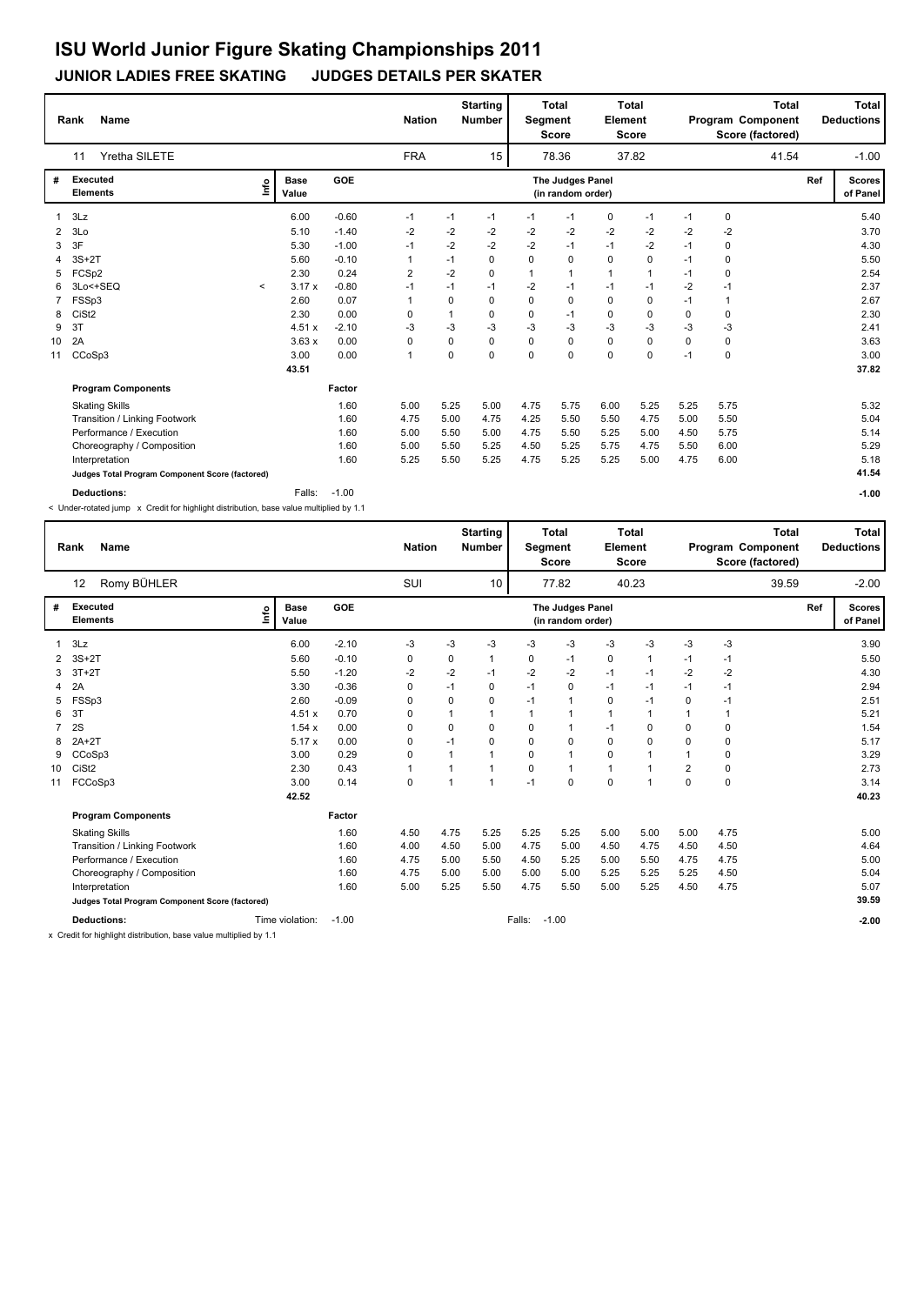# ISU World Junior Figure Skating Championships 2011

## JUNIOR LADIES FREE SKATING JUDGES DETAILS PER SKATER

| Rank | Name | Nation | Starting Number | Total Segment Score | Total Element Score | Total Program Component Score (factored) | Total Deductions |
|---|---|---|---|---|---|---|---|
| 11 | Yretha SILETE | FRA | 15 | 78.36 | 37.82 | 41.54 | -1.00 |

| # | Executed Elements | Info | Base Value | GOE | J1 | J2 | J3 | J4 | J5 | J6 | J7 | J8 | J9 | Ref | Scores of Panel |
|---|---|---|---|---|---|---|---|---|---|---|---|---|---|---|---|
| 1 | 3Lz | | 6.00 | -0.60 | -1 | -1 | -1 | -1 | -1 | 0 | -1 | -1 | 0 | | 5.40 |
| 2 | 3Lo | | 5.10 | -1.40 | -2 | -2 | -2 | -2 | -2 | -2 | -2 | -2 | -2 | | 3.70 |
| 3 | 3F | | 5.30 | -1.00 | -1 | -2 | -2 | -2 | -1 | -1 | -2 | -1 | 0 | | 4.30 |
| 4 | 3S+2T | | 5.60 | -0.10 | 1 | -1 | 0 | 0 | 0 | 0 | 0 | -1 | 0 | | 5.50 |
| 5 | FCSp2 | | 2.30 | 0.24 | 2 | -2 | 0 | 1 | 1 | 1 | 1 | -1 | 0 | | 2.54 |
| 6 | 3Lo<+SEQ | < | 3.17 x | -0.80 | -1 | -1 | -1 | -2 | -1 | -1 | -1 | -2 | -1 | | 2.37 |
| 7 | FSSp3 | | 2.60 | 0.07 | 1 | 0 | 0 | 0 | 0 | 0 | 0 | -1 | 1 | | 2.67 |
| 8 | CiSt2 | | 2.30 | 0.00 | 0 | 1 | 0 | 0 | -1 | 0 | 0 | 0 | 0 | | 2.30 |
| 9 | 3T | | 4.51 x | -2.10 | -3 | -3 | -3 | -3 | -3 | -3 | -3 | -3 | -3 | | 2.41 |
| 10 | 2A | | 3.63 x | 0.00 | 0 | 0 | 0 | 0 | 0 | 0 | 0 | 0 | 0 | | 3.63 |
| 11 | CCoSp3 | | 3.00 | 0.00 | 1 | 0 | 0 | 0 | 0 | 0 | 0 | -1 | 0 | | 3.00 |
| | | | 43.51 | | | | | | | | | | | | 37.82 |

| Program Components | Factor | J1 | J2 | J3 | J4 | J5 | J6 | J7 | J8 | J9 | Scores of Panel |
|---|---|---|---|---|---|---|---|---|---|---|---|
| Skating Skills | 1.60 | 5.00 | 5.25 | 5.00 | 4.75 | 5.75 | 6.00 | 5.25 | 5.25 | 5.75 | 5.32 |
| Transition / Linking Footwork | 1.60 | 4.75 | 5.00 | 4.75 | 4.25 | 5.50 | 5.50 | 4.75 | 5.00 | 5.50 | 5.04 |
| Performance / Execution | 1.60 | 5.00 | 5.50 | 5.00 | 4.75 | 5.50 | 5.25 | 5.00 | 4.50 | 5.75 | 5.14 |
| Choreography / Composition | 1.60 | 5.00 | 5.50 | 5.25 | 4.50 | 5.25 | 5.75 | 4.75 | 5.50 | 6.00 | 5.29 |
| Interpretation | 1.60 | 5.25 | 5.50 | 5.25 | 4.75 | 5.25 | 5.25 | 5.00 | 4.75 | 6.00 | 5.18 |
| Judges Total Program Component Score (factored) | | | | | | | | | | | 41.54 |

**Deductions:** Falls: -1.00 **-1.00**

< Under-rotated jump x Credit for highlight distribution, base value multiplied by 1.1

| Rank | Name | Nation | Starting Number | Total Segment Score | Total Element Score | Total Program Component Score (factored) | Total Deductions |
|---|---|---|---|---|---|---|---|
| 12 | Romy BÜHLER | SUI | 10 | 77.82 | 40.23 | 39.59 | -2.00 |

| # | Executed Elements | Info | Base Value | GOE | J1 | J2 | J3 | J4 | J5 | J6 | J7 | J8 | J9 | Ref | Scores of Panel |
|---|---|---|---|---|---|---|---|---|---|---|---|---|---|---|---|
| 1 | 3Lz | | 6.00 | -2.10 | -3 | -3 | -3 | -3 | -3 | -3 | -3 | -3 | -3 | | 3.90 |
| 2 | 3S+2T | | 5.60 | -0.10 | 0 | 0 | 1 | 0 | -1 | 0 | 1 | -1 | -1 | | 5.50 |
| 3 | 3T+2T | | 5.50 | -1.20 | -2 | -2 | -1 | -2 | -2 | -1 | -1 | -2 | -2 | | 4.30 |
| 4 | 2A | | 3.30 | -0.36 | 0 | -1 | 0 | -1 | 0 | -1 | -1 | -1 | -1 | | 2.94 |
| 5 | FSSp3 | | 2.60 | -0.09 | 0 | 0 | 0 | -1 | 1 | 0 | -1 | 0 | -1 | | 2.51 |
| 6 | 3T | | 4.51 x | 0.70 | 0 | 1 | 1 | 1 | 1 | 1 | 1 | 1 | 1 | | 5.21 |
| 7 | 2S | | 1.54 x | 0.00 | 0 | 0 | 0 | 0 | 1 | -1 | 0 | 0 | 0 | | 1.54 |
| 8 | 2A+2T | | 5.17 x | 0.00 | 0 | -1 | 0 | 0 | 0 | 0 | 0 | 0 | 0 | | 5.17 |
| 9 | CCoSp3 | | 3.00 | 0.29 | 0 | 1 | 1 | 0 | 1 | 0 | 1 | 1 | 0 | | 3.29 |
| 10 | CiSt2 | | 2.30 | 0.43 | 1 | 1 | 1 | 0 | 1 | 1 | 1 | 2 | 0 | | 2.73 |
| 11 | FCCoSp3 | | 3.00 | 0.14 | 0 | 1 | 1 | -1 | 0 | 0 | 1 | 0 | 0 | | 3.14 |
| | | | 42.52 | | | | | | | | | | | | 40.23 |

| Program Components | Factor | J1 | J2 | J3 | J4 | J5 | J6 | J7 | J8 | J9 | Scores of Panel |
|---|---|---|---|---|---|---|---|---|---|---|---|
| Skating Skills | 1.60 | 4.50 | 4.75 | 5.25 | 5.25 | 5.25 | 5.00 | 5.00 | 5.00 | 4.75 | 5.00 |
| Transition / Linking Footwork | 1.60 | 4.00 | 4.50 | 5.00 | 4.75 | 5.00 | 4.50 | 4.75 | 4.50 | 4.50 | 4.64 |
| Performance / Execution | 1.60 | 4.75 | 5.00 | 5.50 | 4.50 | 5.25 | 5.00 | 5.50 | 4.75 | 4.75 | 5.00 |
| Choreography / Composition | 1.60 | 4.75 | 5.00 | 5.00 | 5.00 | 5.00 | 5.25 | 5.25 | 5.25 | 4.50 | 5.04 |
| Interpretation | 1.60 | 5.00 | 5.25 | 5.50 | 4.75 | 5.50 | 5.00 | 5.25 | 4.50 | 4.75 | 5.07 |
| Judges Total Program Component Score (factored) | | | | | | | | | | | 39.59 |

**Deductions:** Time violation: -1.00 Falls: -1.00 **-2.00**

x Credit for highlight distribution, base value multiplied by 1.1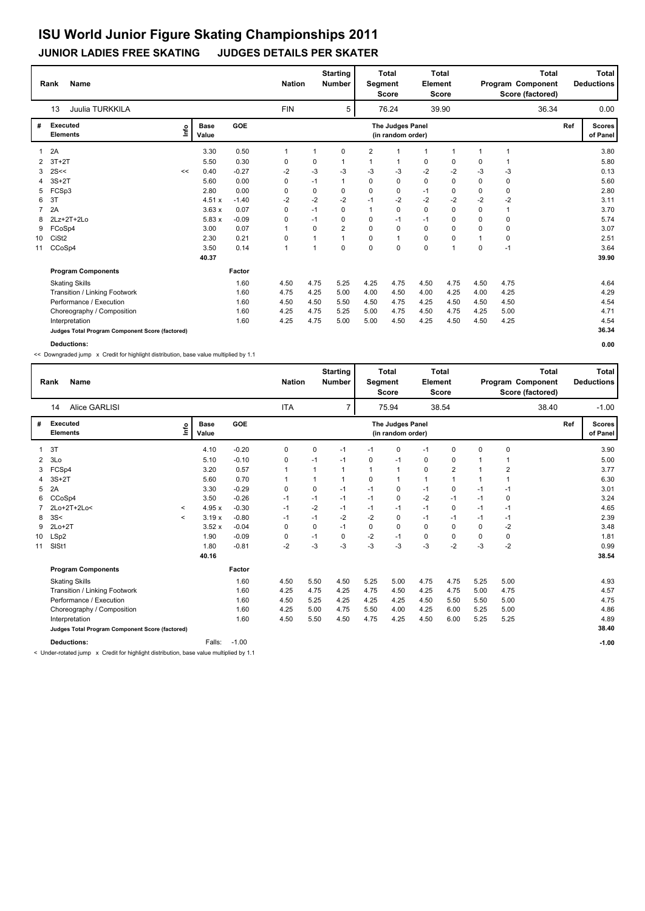# ISU World Junior Figure Skating Championships 2011

## JUNIOR LADIES FREE SKATING JUDGES DETAILS PER SKATER

| Rank | Name | Nation | Starting Number | Total Segment Score | Total Element Score | Total Program Component Score (factored) | Total Deductions |
|---|---|---|---|---|---|---|---|
| 13 | Juulia TURKKILA | FIN | 5 | 76.24 | 39.90 | 36.34 | 0.00 |

| # | Executed Elements | Info | Base Value | GOE | J1 | J2 | J3 | J4 | J5 | J6 | J7 | J8 | J9 | Ref | Scores of Panel |
|---|---|---|---|---|---|---|---|---|---|---|---|---|---|---|---|
| 1 | 2A | | 3.30 | 0.50 | 1 | 1 | 0 | 2 | 1 | 1 | 1 | 1 | 1 | | 3.80 |
| 2 | 3T+2T | | 5.50 | 0.30 | 0 | 0 | 1 | 1 | 1 | 0 | 0 | 0 | 1 | | 5.80 |
| 3 | 2S<< | << | 0.40 | -0.27 | -2 | -3 | -3 | -3 | -3 | -2 | -2 | -3 | -3 | | 0.13 |
| 4 | 3S+2T | | 5.60 | 0.00 | 0 | -1 | 1 | 0 | 0 | 0 | 0 | 0 | 0 | | 5.60 |
| 5 | FCSp3 | | 2.80 | 0.00 | 0 | 0 | 0 | 0 | 0 | -1 | 0 | 0 | 0 | | 2.80 |
| 6 | 3T | | 4.51 x | -1.40 | -2 | -2 | -2 | -1 | -2 | -2 | -2 | -2 | -2 | | 3.11 |
| 7 | 2A | | 3.63 x | 0.07 | 0 | -1 | 0 | 1 | 0 | 0 | 0 | 0 | 1 | | 3.70 |
| 8 | 2Lz+2T+2Lo | | 5.83 x | -0.09 | 0 | -1 | 0 | 0 | -1 | -1 | 0 | 0 | 0 | | 5.74 |
| 9 | FCoSp4 | | 3.00 | 0.07 | 1 | 0 | 2 | 0 | 0 | 0 | 0 | 0 | 0 | | 3.07 |
| 10 | CiSt2 | | 2.30 | 0.21 | 0 | 1 | 1 | 0 | 1 | 0 | 0 | 1 | 0 | | 2.51 |
| 11 | CCoSp4 | | 3.50 | 0.14 | 1 | 1 | 0 | 0 | 0 | 0 | 1 | 0 | -1 | | 3.64 |
| | | | 40.37 | | | | | | | | | | | | 39.90 |

| Program Components | Factor | J1 | J2 | J3 | J4 | J5 | J6 | J7 | J8 | J9 | Scores of Panel |
|---|---|---|---|---|---|---|---|---|---|---|---|
| Skating Skills | 1.60 | 4.50 | 4.75 | 5.25 | 4.25 | 4.75 | 4.50 | 4.75 | 4.50 | 4.75 | 4.64 |
| Transition / Linking Footwork | 1.60 | 4.75 | 4.25 | 5.00 | 4.00 | 4.50 | 4.00 | 4.25 | 4.00 | 4.25 | 4.29 |
| Performance / Execution | 1.60 | 4.50 | 4.50 | 5.50 | 4.50 | 4.75 | 4.25 | 4.50 | 4.50 | 4.50 | 4.54 |
| Choreography / Composition | 1.60 | 4.25 | 4.75 | 5.25 | 5.00 | 4.75 | 4.50 | 4.75 | 4.25 | 5.00 | 4.71 |
| Interpretation | 1.60 | 4.25 | 4.75 | 5.00 | 5.00 | 4.50 | 4.25 | 4.50 | 4.50 | 4.25 | 4.54 |
| Judges Total Program Component Score (factored) | | | | | | | | | | | 36.34 |

**Deductions:** 0.00

<< Downgraded jump x Credit for highlight distribution, base value multiplied by 1.1

| Rank | Name | Nation | Starting Number | Total Segment Score | Total Element Score | Total Program Component Score (factored) | Total Deductions |
|---|---|---|---|---|---|---|---|
| 14 | Alice GARLISI | ITA | 7 | 75.94 | 38.54 | 38.40 | -1.00 |

| # | Executed Elements | Info | Base Value | GOE | J1 | J2 | J3 | J4 | J5 | J6 | J7 | J8 | J9 | Ref | Scores of Panel |
|---|---|---|---|---|---|---|---|---|---|---|---|---|---|---|---|
| 1 | 3T | | 4.10 | -0.20 | 0 | 0 | -1 | -1 | 0 | -1 | 0 | 0 | 0 | | 3.90 |
| 2 | 3Lo | | 5.10 | -0.10 | 0 | -1 | -1 | 0 | -1 | 0 | 0 | 1 | 1 | | 5.00 |
| 3 | FCSp4 | | 3.20 | 0.57 | 1 | 1 | 1 | 1 | 1 | 0 | 2 | 1 | 2 | | 3.77 |
| 4 | 3S+2T | | 5.60 | 0.70 | 1 | 1 | 1 | 0 | 1 | 1 | 1 | 1 | 1 | | 6.30 |
| 5 | 2A | | 3.30 | -0.29 | 0 | 0 | -1 | -1 | 0 | -1 | 0 | -1 | -1 | | 3.01 |
| 6 | CCoSp4 | | 3.50 | -0.26 | -1 | -1 | -1 | -1 | 0 | -2 | -1 | -1 | 0 | | 3.24 |
| 7 | 2Lo+2T+2Lo< | < | 4.95 x | -0.30 | -1 | -2 | -1 | -1 | -1 | -1 | 0 | -1 | -1 | | 4.65 |
| 8 | 3S< | < | 3.19 x | -0.80 | -1 | -1 | -2 | -2 | 0 | -1 | -1 | -1 | -1 | | 2.39 |
| 9 | 2Lo+2T | | 3.52 x | -0.04 | 0 | 0 | -1 | 0 | 0 | 0 | 0 | 0 | -2 | | 3.48 |
| 10 | LSp2 | | 1.90 | -0.09 | 0 | -1 | 0 | -2 | -1 | 0 | 0 | 0 | 0 | | 1.81 |
| 11 | SlSt1 | | 1.80 | -0.81 | -2 | -3 | -3 | -3 | -3 | -3 | -2 | -3 | -2 | | 0.99 |
| | | | 40.16 | | | | | | | | | | | | 38.54 |

| Program Components | Factor | J1 | J2 | J3 | J4 | J5 | J6 | J7 | J8 | J9 | Scores of Panel |
|---|---|---|---|---|---|---|---|---|---|---|---|
| Skating Skills | 1.60 | 4.50 | 5.50 | 4.50 | 5.25 | 5.00 | 4.75 | 4.75 | 5.25 | 5.00 | 4.93 |
| Transition / Linking Footwork | 1.60 | 4.25 | 4.75 | 4.25 | 4.75 | 4.50 | 4.25 | 4.75 | 5.00 | 4.75 | 4.57 |
| Performance / Execution | 1.60 | 4.50 | 5.25 | 4.25 | 4.25 | 4.25 | 4.50 | 5.50 | 5.50 | 5.00 | 4.75 |
| Choreography / Composition | 1.60 | 4.25 | 5.00 | 4.75 | 5.50 | 4.00 | 4.25 | 6.00 | 5.25 | 5.00 | 4.86 |
| Interpretation | 1.60 | 4.50 | 5.50 | 4.50 | 4.75 | 4.25 | 4.50 | 6.00 | 5.25 | 5.25 | 4.89 |
| Judges Total Program Component Score (factored) | | | | | | | | | | | 38.40 |

**Deductions:** Falls: -1.00 -1.00

< Under-rotated jump x Credit for highlight distribution, base value multiplied by 1.1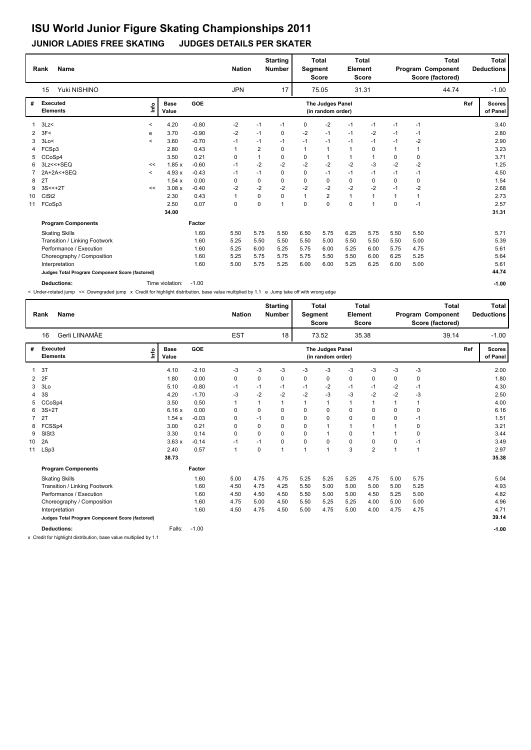# ISU World Junior Figure Skating Championships 2011

## JUNIOR LADIES FREE SKATING JUDGES DETAILS PER SKATER

| Rank | Name | Nation | Starting Number | Total Segment Score | Total Element Score | Total Program Component Score (factored) | Total Deductions |
|---|---|---|---|---|---|---|---|
| 15 | Yuki NISHINO | JPN | 17 | 75.05 | 31.31 | 44.74 | -1.00 |

| # | Executed Elements | Info | Base Value | GOE | J1 | J2 | J3 | J4 | J5 | J6 | J7 | J8 | J9 | Ref | Scores of Panel |
|---|---|---|---|---|---|---|---|---|---|---|---|---|---|---|---|
| 1 | 3Lz< | < | 4.20 | -0.80 | -2 | -1 | -1 | 0 | -2 | -1 | -1 | -1 | -1 | | 3.40 |
| 2 | 3F< | e | 3.70 | -0.90 | -2 | -1 | 0 | -2 | -1 | -1 | -2 | -1 | -1 | | 2.80 |
| 3 | 3Lo< | < | 3.60 | -0.70 | -1 | -1 | -1 | -1 | -1 | -1 | -1 | -1 | -2 | | 2.90 |
| 4 | FCSp3 | | 2.80 | 0.43 | 1 | 2 | 0 | 1 | 1 | 1 | 0 | 1 | 1 | | 3.23 |
| 5 | CCoSp4 | | 3.50 | 0.21 | 0 | 1 | 0 | 0 | 1 | 1 | 1 | 0 | 0 | | 3.71 |
| 6 | 3Lz<<+SEQ | << | 1.85 x | -0.60 | -1 | -2 | -2 | -2 | -2 | -2 | -3 | -2 | -2 | | 1.25 |
| 7 | 2A+2A<+SEQ | < | 4.93 x | -0.43 | -1 | -1 | 0 | 0 | -1 | -1 | -1 | -1 | -1 | | 4.50 |
| 8 | 2T | | 1.54 x | 0.00 | 0 | 0 | 0 | 0 | 0 | 0 | 0 | 0 | 0 | | 1.54 |
| 9 | 3S<<+2T | << | 3.08 x | -0.40 | -2 | -2 | -2 | -2 | -2 | -2 | -2 | -1 | -2 | | 2.68 |
| 10 | CiSt2 | | 2.30 | 0.43 | 1 | 0 | 0 | 1 | 2 | 1 | 1 | 1 | 1 | | 2.73 |
| 11 | FCoSp3 | | 2.50 | 0.07 | 0 | 0 | 1 | 0 | 0 | 0 | 1 | 0 | -1 | | 2.57 |
| | | | 34.00 | | | | | | | | | | | | 31.31 |

| Program Components | Factor | J1 | J2 | J3 | J4 | J5 | J6 | J7 | J8 | J9 | Scores of Panel |
|---|---|---|---|---|---|---|---|---|---|---|---|
| Skating Skills | 1.60 | 5.50 | 5.75 | 5.50 | 6.50 | 5.75 | 6.25 | 5.75 | 5.50 | 5.50 | 5.71 |
| Transition / Linking Footwork | 1.60 | 5.25 | 5.50 | 5.50 | 5.50 | 5.00 | 5.50 | 5.50 | 5.50 | 5.00 | 5.39 |
| Performance / Execution | 1.60 | 5.25 | 6.00 | 5.25 | 5.75 | 6.00 | 5.25 | 6.00 | 5.75 | 4.75 | 5.61 |
| Choreography / Composition | 1.60 | 5.25 | 5.75 | 5.75 | 5.75 | 5.50 | 5.50 | 6.00 | 6.25 | 5.25 | 5.64 |
| Interpretation | 1.60 | 5.00 | 5.75 | 5.25 | 6.00 | 6.00 | 5.25 | 6.25 | 6.00 | 5.00 | 5.61 |
| Judges Total Program Component Score (factored) | | | | | | | | | | | 44.74 |

**Deductions:** Time violation: -1.00 **-1.00**

< Under-rotated jump << Downgraded jump x Credit for highlight distribution, base value multiplied by 1.1 e Jump take off with wrong edge

| Rank | Name | Nation | Starting Number | Total Segment Score | Total Element Score | Total Program Component Score (factored) | Total Deductions |
|---|---|---|---|---|---|---|---|
| 16 | Gerli LIINAMÄE | EST | 18 | 73.52 | 35.38 | 39.14 | -1.00 |

| # | Executed Elements | Info | Base Value | GOE | J1 | J2 | J3 | J4 | J5 | J6 | J7 | J8 | J9 | Ref | Scores of Panel |
|---|---|---|---|---|---|---|---|---|---|---|---|---|---|---|---|
| 1 | 3T | | 4.10 | -2.10 | -3 | -3 | -3 | -3 | -3 | -3 | -3 | -3 | -3 | | 2.00 |
| 2 | 2F | | 1.80 | 0.00 | 0 | 0 | 0 | 0 | 0 | 0 | 0 | 0 | 0 | | 1.80 |
| 3 | 3Lo | | 5.10 | -0.80 | -1 | -1 | -1 | -1 | -2 | -1 | -1 | -2 | -1 | | 4.30 |
| 4 | 3S | | 4.20 | -1.70 | -3 | -2 | -2 | -2 | -3 | -3 | -2 | -2 | -3 | | 2.50 |
| 5 | CCoSp4 | | 3.50 | 0.50 | 1 | 1 | 1 | 1 | 1 | 1 | 1 | 1 | 1 | | 4.00 |
| 6 | 3S+2T | | 6.16 x | 0.00 | 0 | 0 | 0 | 0 | 0 | 0 | 0 | 0 | 0 | | 6.16 |
| 7 | 2T | | 1.54 x | -0.03 | 0 | -1 | 0 | 0 | 0 | 0 | 0 | 0 | -1 | | 1.51 |
| 8 | FCSSp4 | | 3.00 | 0.21 | 0 | 0 | 0 | 0 | 1 | 1 | 1 | 1 | 0 | | 3.21 |
| 9 | SlSt3 | | 3.30 | 0.14 | 0 | 0 | 0 | 0 | 1 | 0 | 1 | 1 | 0 | | 3.44 |
| 10 | 2A | | 3.63 x | -0.14 | -1 | -1 | 0 | 0 | 0 | 0 | 0 | 0 | -1 | | 3.49 |
| 11 | LSp3 | | 2.40 | 0.57 | 1 | 0 | 1 | 1 | 1 | 3 | 2 | 1 | 1 | | 2.97 |
| | | | 38.73 | | | | | | | | | | | | 35.38 |

| Program Components | Factor | J1 | J2 | J3 | J4 | J5 | J6 | J7 | J8 | J9 | Scores of Panel |
|---|---|---|---|---|---|---|---|---|---|---|---|
| Skating Skills | 1.60 | 5.00 | 4.75 | 4.75 | 5.25 | 5.25 | 5.25 | 4.75 | 5.00 | 5.75 | 5.04 |
| Transition / Linking Footwork | 1.60 | 4.50 | 4.75 | 4.25 | 5.50 | 5.00 | 5.00 | 5.00 | 5.00 | 5.25 | 4.93 |
| Performance / Execution | 1.60 | 4.50 | 4.50 | 4.50 | 5.50 | 5.00 | 5.00 | 4.50 | 5.25 | 5.00 | 4.82 |
| Choreography / Composition | 1.60 | 4.75 | 5.00 | 4.50 | 5.50 | 5.25 | 5.25 | 4.00 | 5.00 | 5.00 | 4.96 |
| Interpretation | 1.60 | 4.50 | 4.75 | 4.50 | 5.00 | 4.75 | 5.00 | 4.00 | 4.75 | 4.75 | 4.71 |
| Judges Total Program Component Score (factored) | | | | | | | | | | | 39.14 |

**Deductions:** Falls: -1.00 **-1.00**

x Credit for highlight distribution, base value multiplied by 1.1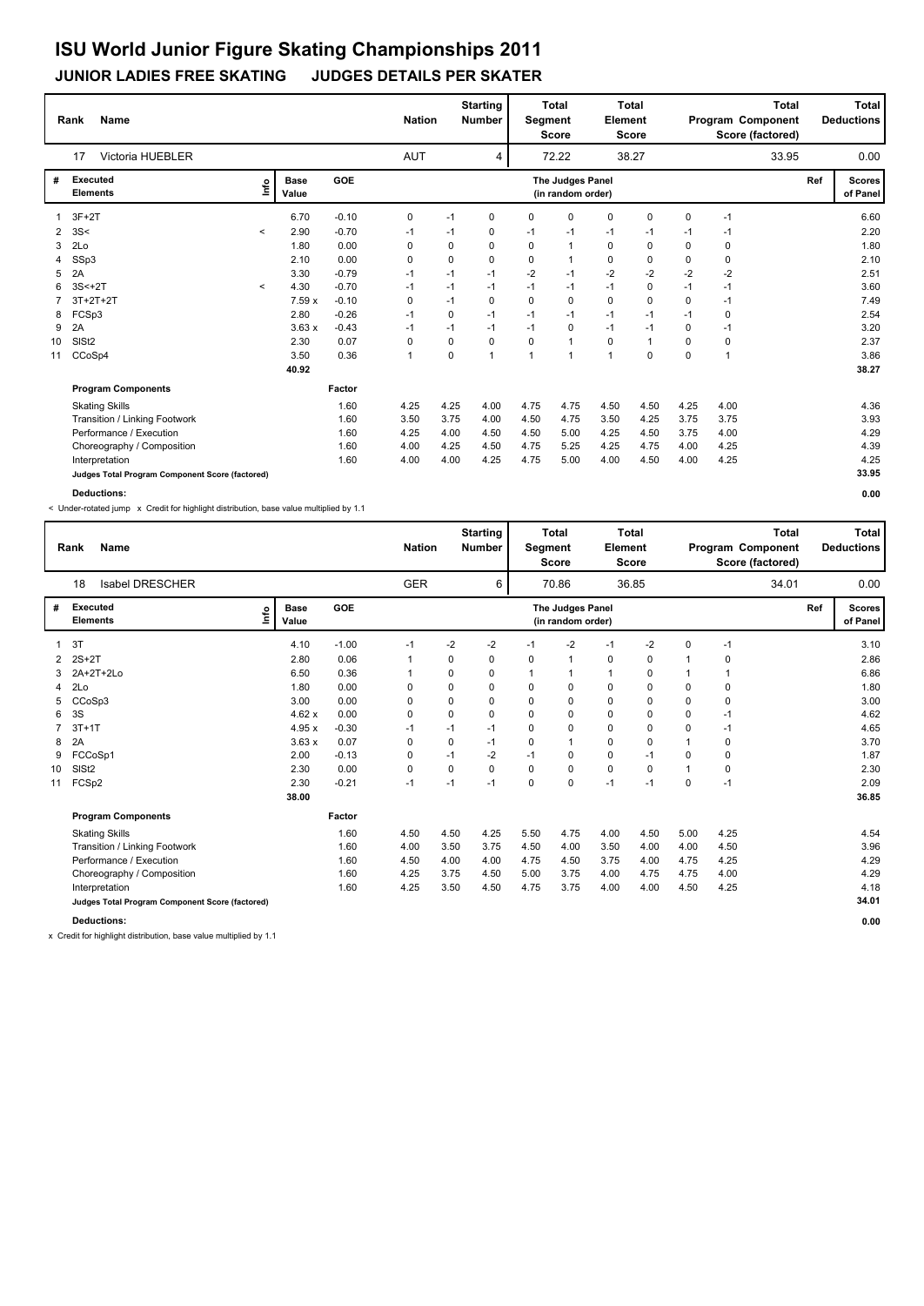# ISU World Junior Figure Skating Championships 2011

## JUNIOR LADIES FREE SKATING JUDGES DETAILS PER SKATER

| Rank | Name | Nation | Starting Number | Total Segment Score | Total Element Score | Total Program Component Score (factored) | Total Deductions |
|---|---|---|---|---|---|---|---|
| 17 | Victoria HUEBLER | AUT | 4 | 72.22 | 38.27 | 33.95 | 0.00 |

| # | Executed Elements | Info | Base Value | GOE | J1 | J2 | J3 | J4 | J5 | J6 | J7 | J8 | J9 | Ref | Scores of Panel |
|---|---|---|---|---|---|---|---|---|---|---|---|---|---|---|---|
| 1 | 3F+2T | | 6.70 | -0.10 | 0 | -1 | 0 | 0 | 0 | 0 | 0 | 0 | -1 | | 6.60 |
| 2 | 3S< | < | 2.90 | -0.70 | -1 | -1 | 0 | -1 | -1 | -1 | -1 | -1 | -1 | | 2.20 |
| 3 | 2Lo | | 1.80 | 0.00 | 0 | 0 | 0 | 0 | 1 | 0 | 0 | 0 | 0 | | 1.80 |
| 4 | SSp3 | | 2.10 | 0.00 | 0 | 0 | 0 | 0 | 1 | 0 | 0 | 0 | 0 | | 2.10 |
| 5 | 2A | | 3.30 | -0.79 | -1 | -1 | -1 | -2 | -1 | -2 | -2 | -2 | -2 | | 2.51 |
| 6 | 3S<+2T | < | 4.30 | -0.70 | -1 | -1 | -1 | -1 | -1 | -1 | 0 | -1 | -1 | | 3.60 |
| 7 | 3T+2T+2T | | 7.59 x | -0.10 | 0 | -1 | 0 | 0 | 0 | 0 | 0 | 0 | -1 | | 7.49 |
| 8 | FCSp3 | | 2.80 | -0.26 | -1 | 0 | -1 | -1 | -1 | -1 | -1 | -1 | 0 | | 2.54 |
| 9 | 2A | | 3.63 x | -0.43 | -1 | -1 | -1 | -1 | 0 | -1 | -1 | 0 | -1 | | 3.20 |
| 10 | SlSt2 | | 2.30 | 0.07 | 0 | 0 | 0 | 0 | 1 | 0 | 1 | 0 | 0 | | 2.37 |
| 11 | CCoSp4 | | 3.50 | 0.36 | 1 | 0 | 1 | 1 | 1 | 1 | 0 | 0 | 1 | | 3.86 |
| | | | 40.92 | | | | | | | | | | | | 38.27 |

| Program Components | Factor | J1 | J2 | J3 | J4 | J5 | J6 | J7 | J8 | J9 | Scores of Panel |
|---|---|---|---|---|---|---|---|---|---|---|---|
| Skating Skills | 1.60 | 4.25 | 4.25 | 4.00 | 4.75 | 4.75 | 4.50 | 4.50 | 4.25 | 4.00 | 4.36 |
| Transition / Linking Footwork | 1.60 | 3.50 | 3.75 | 4.00 | 4.50 | 4.75 | 3.50 | 4.25 | 3.75 | 3.75 | 3.93 |
| Performance / Execution | 1.60 | 4.25 | 4.00 | 4.50 | 4.50 | 5.00 | 4.25 | 4.50 | 3.75 | 4.00 | 4.29 |
| Choreography / Composition | 1.60 | 4.00 | 4.25 | 4.50 | 4.75 | 5.25 | 4.25 | 4.75 | 4.00 | 4.25 | 4.39 |
| Interpretation | 1.60 | 4.00 | 4.00 | 4.25 | 4.75 | 5.00 | 4.00 | 4.50 | 4.00 | 4.25 | 4.25 |
| Judges Total Program Component Score (factored) | | | | | | | | | | | 33.95 |

**Deductions:** 0.00

< Under-rotated jump x Credit for highlight distribution, base value multiplied by 1.1

| Rank | Name | Nation | Starting Number | Total Segment Score | Total Element Score | Total Program Component Score (factored) | Total Deductions |
|---|---|---|---|---|---|---|---|
| 18 | Isabel DRESCHER | GER | 6 | 70.86 | 36.85 | 34.01 | 0.00 |

| # | Executed Elements | Info | Base Value | GOE | J1 | J2 | J3 | J4 | J5 | J6 | J7 | J8 | J9 | Ref | Scores of Panel |
|---|---|---|---|---|---|---|---|---|---|---|---|---|---|---|---|
| 1 | 3T | | 4.10 | -1.00 | -1 | -2 | -2 | -1 | -2 | -1 | -2 | 0 | -1 | | 3.10 |
| 2 | 2S+2T | | 2.80 | 0.06 | 1 | 0 | 0 | 0 | 1 | 0 | 0 | 1 | 0 | | 2.86 |
| 3 | 2A+2T+2Lo | | 6.50 | 0.36 | 1 | 0 | 0 | 1 | 1 | 1 | 0 | 1 | 1 | | 6.86 |
| 4 | 2Lo | | 1.80 | 0.00 | 0 | 0 | 0 | 0 | 0 | 0 | 0 | 0 | 0 | | 1.80 |
| 5 | CCoSp3 | | 3.00 | 0.00 | 0 | 0 | 0 | 0 | 0 | 0 | 0 | 0 | 0 | | 3.00 |
| 6 | 3S | | 4.62 x | 0.00 | 0 | 0 | 0 | 0 | 0 | 0 | 0 | 0 | -1 | | 4.62 |
| 7 | 3T+1T | | 4.95 x | -0.30 | -1 | -1 | -1 | 0 | 0 | 0 | 0 | 0 | -1 | | 4.65 |
| 8 | 2A | | 3.63 x | 0.07 | 0 | 0 | -1 | 0 | 1 | 0 | 0 | 1 | 0 | | 3.70 |
| 9 | FCCoSp1 | | 2.00 | -0.13 | 0 | -1 | -2 | -1 | 0 | 0 | -1 | 0 | 0 | | 1.87 |
| 10 | SlSt2 | | 2.30 | 0.00 | 0 | 0 | 0 | 0 | 0 | 0 | 0 | 1 | 0 | | 2.30 |
| 11 | FCSp2 | | 2.30 | -0.21 | -1 | -1 | -1 | 0 | 0 | -1 | -1 | 0 | -1 | | 2.09 |
| | | | 38.00 | | | | | | | | | | | | 36.85 |

| Program Components | Factor | J1 | J2 | J3 | J4 | J5 | J6 | J7 | J8 | J9 | Scores of Panel |
|---|---|---|---|---|---|---|---|---|---|---|---|
| Skating Skills | 1.60 | 4.50 | 4.50 | 4.25 | 5.50 | 4.75 | 4.00 | 4.50 | 5.00 | 4.25 | 4.54 |
| Transition / Linking Footwork | 1.60 | 4.00 | 3.50 | 3.75 | 4.50 | 4.00 | 3.50 | 4.00 | 4.00 | 4.50 | 3.96 |
| Performance / Execution | 1.60 | 4.50 | 4.00 | 4.00 | 4.75 | 4.50 | 3.75 | 4.00 | 4.75 | 4.25 | 4.29 |
| Choreography / Composition | 1.60 | 4.25 | 3.75 | 4.50 | 5.00 | 3.75 | 4.00 | 4.75 | 4.75 | 4.00 | 4.29 |
| Interpretation | 1.60 | 4.25 | 3.50 | 4.50 | 4.75 | 3.75 | 4.00 | 4.00 | 4.50 | 4.25 | 4.18 |
| Judges Total Program Component Score (factored) | | | | | | | | | | | 34.01 |

**Deductions:** 0.00

x Credit for highlight distribution, base value multiplied by 1.1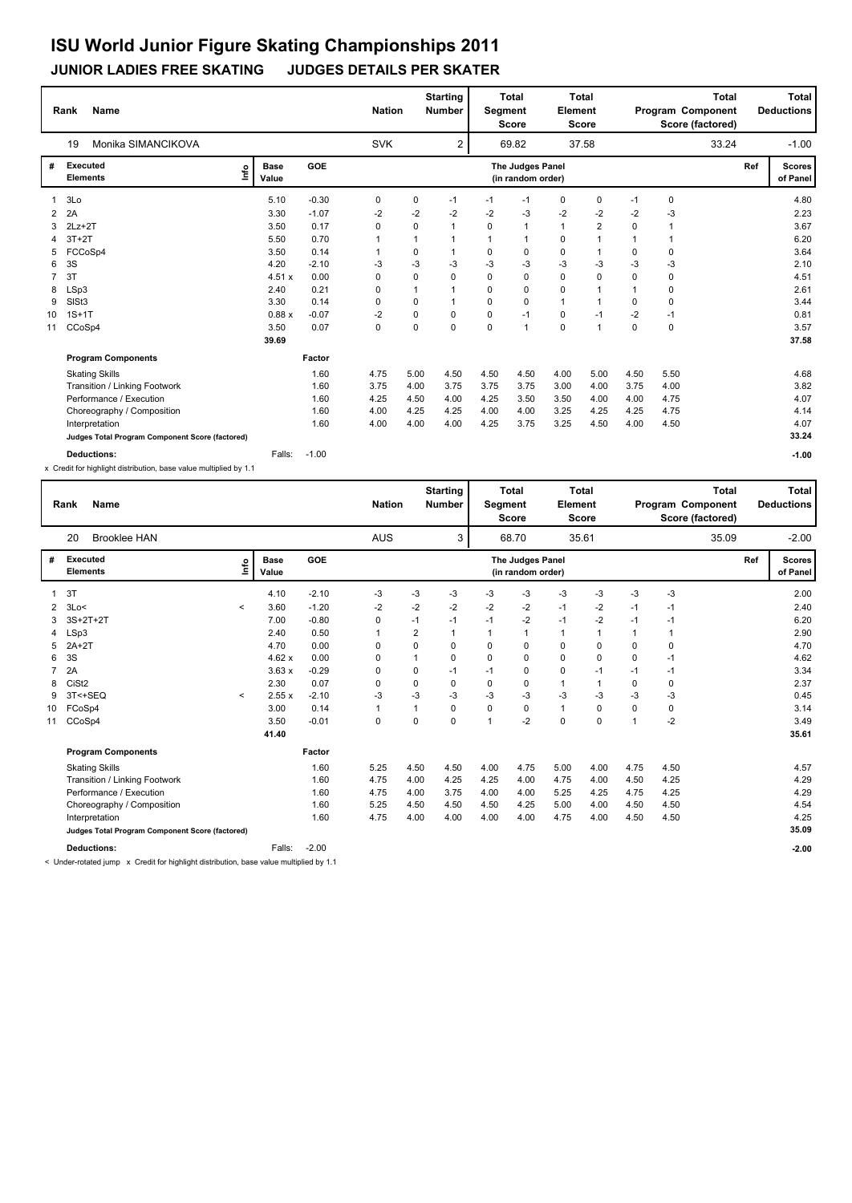# ISU World Junior Figure Skating Championships 2011

## JUNIOR LADIES FREE SKATING    JUDGES DETAILS PER SKATER

| Rank | Name | Nation | Starting Number | Total Segment Score | Total Element Score | Total Program Component Score (factored) | Total Deductions |
|---|---|---|---|---|---|---|---|
| 19 | Monika SIMANCIKOVA | SVK | 2 | 69.82 | 37.58 | 33.24 | -1.00 |

| # | Executed Elements | Info | Base Value | GOE | J1 | J2 | J3 | J4 | J5 | J6 | J7 | J8 | J9 | Ref | Scores of Panel |
|---|---|---|---|---|---|---|---|---|---|---|---|---|---|---|---|
| 1 | 3Lo | | 5.10 | -0.30 | 0 | 0 | -1 | -1 | -1 | 0 | 0 | -1 | 0 | | 4.80 |
| 2 | 2A | | 3.30 | -1.07 | -2 | -2 | -2 | -2 | -3 | -2 | -2 | -2 | -3 | | 2.23 |
| 3 | 2Lz+2T | | 3.50 | 0.17 | 0 | 0 | 1 | 0 | 1 | 1 | 2 | 0 | 1 | | 3.67 |
| 4 | 3T+2T | | 5.50 | 0.70 | 1 | 1 | 1 | 1 | 1 | 0 | 1 | 1 | 1 | | 6.20 |
| 5 | FCCoSp4 | | 3.50 | 0.14 | 1 | 0 | 1 | 0 | 0 | 0 | 1 | 0 | 0 | | 3.64 |
| 6 | 3S | | 4.20 | -2.10 | -3 | -3 | -3 | -3 | -3 | -3 | -3 | -3 | -3 | | 2.10 |
| 7 | 3T | | 4.51 x | 0.00 | 0 | 0 | 0 | 0 | 0 | 0 | 0 | 0 | 0 | | 4.51 |
| 8 | LSp3 | | 2.40 | 0.21 | 0 | 1 | 1 | 0 | 0 | 0 | 1 | 1 | 0 | | 2.61 |
| 9 | SlSt3 | | 3.30 | 0.14 | 0 | 0 | 1 | 0 | 0 | 1 | 1 | 0 | 0 | | 3.44 |
| 10 | 1S+1T | | 0.88 x | -0.07 | -2 | 0 | 0 | 0 | -1 | 0 | -1 | -2 | -1 | | 0.81 |
| 11 | CCoSp4 | | 3.50 | 0.07 | 0 | 0 | 0 | 0 | 1 | 0 | 1 | 0 | 0 | | 3.57 |
| | | | 39.69 | | | | | | | | | | | | 37.58 |

| Program Components | Factor | J1 | J2 | J3 | J4 | J5 | J6 | J7 | J8 | J9 | Scores of Panel |
|---|---|---|---|---|---|---|---|---|---|---|---|
| Skating Skills | 1.60 | 4.75 | 5.00 | 4.50 | 4.50 | 4.50 | 4.00 | 5.00 | 4.50 | 5.50 | 4.68 |
| Transition / Linking Footwork | 1.60 | 3.75 | 4.00 | 3.75 | 3.75 | 3.75 | 3.00 | 4.00 | 3.75 | 4.00 | 3.82 |
| Performance / Execution | 1.60 | 4.25 | 4.50 | 4.00 | 4.25 | 3.50 | 3.50 | 4.00 | 4.00 | 4.75 | 4.07 |
| Choreography / Composition | 1.60 | 4.00 | 4.25 | 4.25 | 4.00 | 4.00 | 3.25 | 4.25 | 4.25 | 4.75 | 4.14 |
| Interpretation | 1.60 | 4.00 | 4.00 | 4.00 | 4.25 | 3.75 | 3.25 | 4.50 | 4.00 | 4.50 | 4.07 |
| Judges Total Program Component Score (factored) | | | | | | | | | | | 33.24 |

**Deductions:** Falls: -1.00 — **-1.00**

x Credit for highlight distribution, base value multiplied by 1.1

| Rank | Name | Nation | Starting Number | Total Segment Score | Total Element Score | Total Program Component Score (factored) | Total Deductions |
|---|---|---|---|---|---|---|---|
| 20 | Brooklee HAN | AUS | 3 | 68.70 | 35.61 | 35.09 | -2.00 |

| # | Executed Elements | Info | Base Value | GOE | J1 | J2 | J3 | J4 | J5 | J6 | J7 | J8 | J9 | Ref | Scores of Panel |
|---|---|---|---|---|---|---|---|---|---|---|---|---|---|---|---|
| 1 | 3T | | 4.10 | -2.10 | -3 | -3 | -3 | -3 | -3 | -3 | -3 | -3 | -3 | | 2.00 |
| 2 | 3Lo< | < | 3.60 | -1.20 | -2 | -2 | -2 | -2 | -2 | -1 | -2 | -1 | -1 | | 2.40 |
| 3 | 3S+2T+2T | | 7.00 | -0.80 | 0 | -1 | -1 | -1 | -2 | -1 | -2 | -1 | -1 | | 6.20 |
| 4 | LSp3 | | 2.40 | 0.50 | 1 | 2 | 1 | 1 | 1 | 1 | 1 | 1 | 1 | | 2.90 |
| 5 | 2A+2T | | 4.70 | 0.00 | 0 | 0 | 0 | 0 | 0 | 0 | 0 | 0 | 0 | | 4.70 |
| 6 | 3S | | 4.62 x | 0.00 | 0 | 1 | 0 | 0 | 0 | 0 | 0 | 0 | -1 | | 4.62 |
| 7 | 2A | | 3.63 x | -0.29 | 0 | 0 | -1 | -1 | 0 | 0 | -1 | -1 | -1 | | 3.34 |
| 8 | CiSt2 | | 2.30 | 0.07 | 0 | 0 | 0 | 0 | 0 | 1 | 1 | 0 | 0 | | 2.37 |
| 9 | 3T<+SEQ | < | 2.55 x | -2.10 | -3 | -3 | -3 | -3 | -3 | -3 | -3 | -3 | -3 | | 0.45 |
| 10 | FCoSp4 | | 3.00 | 0.14 | 1 | 1 | 0 | 0 | 0 | 1 | 0 | 0 | 0 | | 3.14 |
| 11 | CCoSp4 | | 3.50 | -0.01 | 0 | 0 | 0 | 1 | -2 | 0 | 0 | 1 | -2 | | 3.49 |
| | | | 41.40 | | | | | | | | | | | | 35.61 |

| Program Components | Factor | J1 | J2 | J3 | J4 | J5 | J6 | J7 | J8 | J9 | Scores of Panel |
|---|---|---|---|---|---|---|---|---|---|---|---|
| Skating Skills | 1.60 | 5.25 | 4.50 | 4.50 | 4.00 | 4.75 | 5.00 | 4.00 | 4.75 | 4.50 | 4.57 |
| Transition / Linking Footwork | 1.60 | 4.75 | 4.00 | 4.25 | 4.25 | 4.00 | 4.75 | 4.00 | 4.50 | 4.25 | 4.29 |
| Performance / Execution | 1.60 | 4.75 | 4.00 | 3.75 | 4.00 | 4.00 | 5.25 | 4.25 | 4.75 | 4.25 | 4.29 |
| Choreography / Composition | 1.60 | 5.25 | 4.50 | 4.50 | 4.50 | 4.25 | 5.00 | 4.00 | 4.50 | 4.50 | 4.54 |
| Interpretation | 1.60 | 4.75 | 4.00 | 4.00 | 4.00 | 4.00 | 4.75 | 4.00 | 4.50 | 4.50 | 4.25 |
| Judges Total Program Component Score (factored) | | | | | | | | | | | 35.09 |

**Deductions:** Falls: -2.00 — **-2.00**

< Under-rotated jump  x Credit for highlight distribution, base value multiplied by 1.1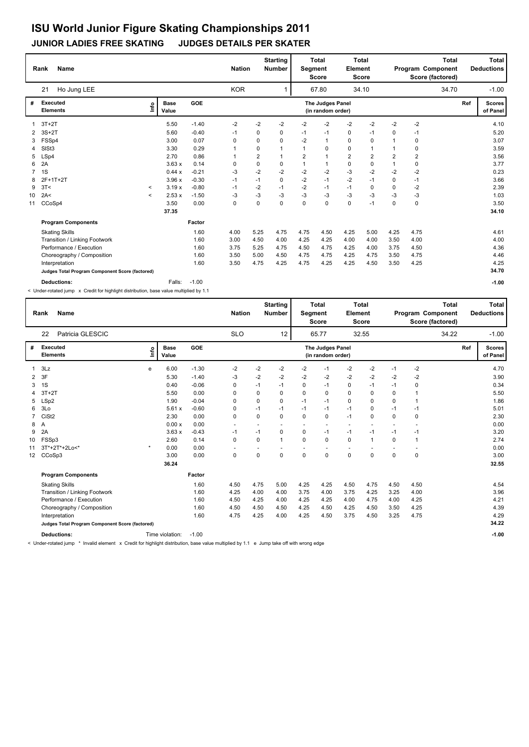# ISU World Junior Figure Skating Championships 2011

## JUNIOR LADIES FREE SKATING    JUDGES DETAILS PER SKATER

| Rank | Name | Nation | Starting Number | Total Segment Score | Total Element Score | Total Program Component Score (factored) | Total Deductions |
|---|---|---|---|---|---|---|---|
| 21 | Ho Jung LEE | KOR | 1 | 67.80 | 34.10 | 34.70 | -1.00 |

| # | Executed Elements | Info | Base Value | GOE | J1 | J2 | J3 | J4 | J5 | J6 | J7 | J8 | J9 | Ref | Scores of Panel |
|---|---|---|---|---|---|---|---|---|---|---|---|---|---|---|---|
| 1 | 3T+2T | | 5.50 | -1.40 | -2 | -2 | -2 | -2 | -2 | -2 | -2 | -2 | -2 | | 4.10 |
| 2 | 3S+2T | | 5.60 | -0.40 | -1 | 0 | 0 | -1 | -1 | 0 | -1 | 0 | -1 | | 5.20 |
| 3 | FSSp4 | | 3.00 | 0.07 | 0 | 0 | 0 | -2 | 1 | 0 | 0 | 1 | 0 | | 3.07 |
| 4 | SlSt3 | | 3.30 | 0.29 | 1 | 0 | 1 | 1 | 0 | 0 | 1 | 1 | 0 | | 3.59 |
| 5 | LSp4 | | 2.70 | 0.86 | 1 | 2 | 1 | 2 | 1 | 2 | 2 | 2 | 2 | | 3.56 |
| 6 | 2A | | 3.63 x | 0.14 | 0 | 0 | 0 | 1 | 1 | 0 | 0 | 1 | 0 | | 3.77 |
| 7 | 1S | | 0.44 x | -0.21 | -3 | -2 | -2 | -2 | -2 | -3 | -2 | -2 | -2 | | 0.23 |
| 8 | 2F+1T+2T | | 3.96 x | -0.30 | -1 | -1 | 0 | -2 | -1 | -2 | -1 | 0 | -1 | | 3.66 |
| 9 | 3T< | < | 3.19 x | -0.80 | -1 | -2 | -1 | -2 | -1 | -1 | 0 | 0 | -2 | | 2.39 |
| 10 | 2A< | < | 2.53 x | -1.50 | -3 | -3 | -3 | -3 | -3 | -3 | -3 | -3 | -3 | | 1.03 |
| 11 | CCoSp4 | | 3.50 | 0.00 | 0 | 0 | 0 | 0 | 0 | 0 | -1 | 0 | 0 | | 3.50 |
| | | | 37.35 | | | | | | | | | | | | 34.10 |

| Program Components | Factor | J1 | J2 | J3 | J4 | J5 | J6 | J7 | J8 | J9 | Scores of Panel |
|---|---|---|---|---|---|---|---|---|---|---|---|
| Skating Skills | 1.60 | 4.00 | 5.25 | 4.75 | 4.75 | 4.50 | 4.25 | 5.00 | 4.25 | 4.75 | 4.61 |
| Transition / Linking Footwork | 1.60 | 3.00 | 4.50 | 4.00 | 4.25 | 4.25 | 4.00 | 4.00 | 3.50 | 4.00 | 4.00 |
| Performance / Execution | 1.60 | 3.75 | 5.25 | 4.75 | 4.50 | 4.75 | 4.25 | 4.00 | 3.75 | 4.50 | 4.36 |
| Choreography / Composition | 1.60 | 3.50 | 5.00 | 4.50 | 4.75 | 4.75 | 4.25 | 4.75 | 3.50 | 4.75 | 4.46 |
| Interpretation | 1.60 | 3.50 | 4.75 | 4.25 | 4.75 | 4.25 | 4.25 | 4.50 | 3.50 | 4.25 | 4.25 |
| Judges Total Program Component Score (factored) | | | | | | | | | | | 34.70 |

**Deductions:** Falls: -1.00 — **-1.00**

< Under-rotated jump x Credit for highlight distribution, base value multiplied by 1.1

| Rank | Name | Nation | Starting Number | Total Segment Score | Total Element Score | Total Program Component Score (factored) | Total Deductions |
|---|---|---|---|---|---|---|---|
| 22 | Patricia GLESCIC | SLO | 12 | 65.77 | 32.55 | 34.22 | -1.00 |

| # | Executed Elements | Info | Base Value | GOE | J1 | J2 | J3 | J4 | J5 | J6 | J7 | J8 | J9 | Ref | Scores of Panel |
|---|---|---|---|---|---|---|---|---|---|---|---|---|---|---|---|
| 1 | 3Lz | e | 6.00 | -1.30 | -2 | -2 | -2 | -2 | -1 | -2 | -2 | -1 | -2 | | 4.70 |
| 2 | 3F | | 5.30 | -1.40 | -3 | -2 | -2 | -2 | -2 | -2 | -2 | -2 | -2 | | 3.90 |
| 3 | 1S | | 0.40 | -0.06 | 0 | -1 | -1 | 0 | -1 | 0 | -1 | -1 | 0 | | 0.34 |
| 4 | 3T+2T | | 5.50 | 0.00 | 0 | 0 | 0 | 0 | 0 | 0 | 0 | 0 | 1 | | 5.50 |
| 5 | LSp2 | | 1.90 | -0.04 | 0 | 0 | 0 | -1 | -1 | 0 | 0 | 0 | 1 | | 1.86 |
| 6 | 3Lo | | 5.61 x | -0.60 | 0 | -1 | -1 | -1 | -1 | -1 | 0 | -1 | -1 | | 5.01 |
| 7 | CiSt2 | | 2.30 | 0.00 | 0 | 0 | 0 | 0 | 0 | -1 | 0 | 0 | 0 | | 2.30 |
| 8 | A | | 0.00 x | 0.00 | - | - | - | - | - | - | - | - | - | | 0.00 |
| 9 | 2A | | 3.63 x | -0.43 | -1 | -1 | 0 | 0 | -1 | -1 | -1 | -1 | -1 | | 3.20 |
| 10 | FSSp3 | | 2.60 | 0.14 | 0 | 0 | 1 | 0 | 0 | 0 | 1 | 0 | 1 | | 2.74 |
| 11 | 3T*+2T*+2Lo<* | * | 0.00 | 0.00 | - | - | - | - | - | - | - | - | - | | 0.00 |
| 12 | CCoSp3 | | 3.00 | 0.00 | 0 | 0 | 0 | 0 | 0 | 0 | 0 | 0 | 0 | | 3.00 |
| | | | 36.24 | | | | | | | | | | | | 32.55 |

| Program Components | Factor | J1 | J2 | J3 | J4 | J5 | J6 | J7 | J8 | J9 | Scores of Panel |
|---|---|---|---|---|---|---|---|---|---|---|---|
| Skating Skills | 1.60 | 4.50 | 4.75 | 5.00 | 4.25 | 4.25 | 4.50 | 4.75 | 4.50 | 4.50 | 4.54 |
| Transition / Linking Footwork | 1.60 | 4.25 | 4.00 | 4.00 | 3.75 | 4.00 | 3.75 | 4.25 | 3.25 | 4.00 | 3.96 |
| Performance / Execution | 1.60 | 4.50 | 4.25 | 4.00 | 4.25 | 4.25 | 4.00 | 4.75 | 4.00 | 4.25 | 4.21 |
| Choreography / Composition | 1.60 | 4.50 | 4.50 | 4.50 | 4.25 | 4.50 | 4.25 | 4.50 | 3.50 | 4.25 | 4.39 |
| Interpretation | 1.60 | 4.75 | 4.25 | 4.00 | 4.25 | 4.50 | 3.75 | 4.50 | 3.25 | 4.75 | 4.29 |
| Judges Total Program Component Score (factored) | | | | | | | | | | | 34.22 |

**Deductions:** Time violation: -1.00 — **-1.00**

< Under-rotated jump * Invalid element x Credit for highlight distribution, base value multiplied by 1.1 e Jump take off with wrong edge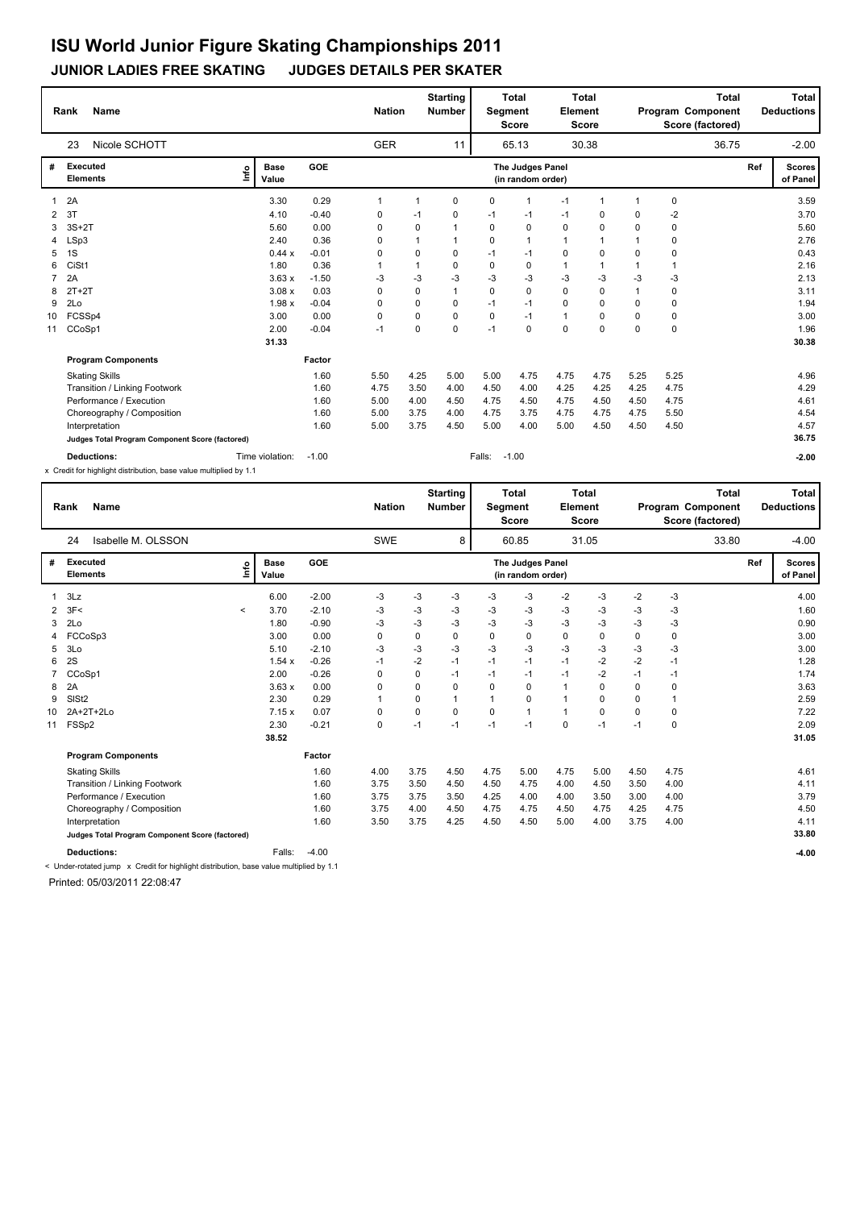# ISU World Junior Figure Skating Championships 2011

## JUNIOR LADIES FREE SKATING JUDGES DETAILS PER SKATER

| Rank | Name | Nation | Starting Number | Total Segment Score | Total Element Score | Total Program Component Score (factored) | Total Deductions |
|---|---|---|---|---|---|---|---|
| 23 | Nicole SCHOTT | GER | 11 | 65.13 | 30.38 | 36.75 | -2.00 |

| # | Executed Elements | Info | Base Value | GOE | J1 | J2 | J3 | J4 | J5 | J6 | J7 | J8 | J9 | Ref | Scores of Panel |
|---|---|---|---|---|---|---|---|---|---|---|---|---|---|---|---|
| | | | | | The Judges Panel (in random order) | | | | | | | | | | |
| 1 | 2A | | 3.30 | 0.29 | 1 | 1 | 0 | 0 | 1 | -1 | 1 | 1 | 0 | | 3.59 |
| 2 | 3T | | 4.10 | -0.40 | 0 | -1 | 0 | -1 | -1 | -1 | 0 | 0 | -2 | | 3.70 |
| 3 | 3S+2T | | 5.60 | 0.00 | 0 | 0 | 1 | 0 | 0 | 0 | 0 | 0 | 0 | | 5.60 |
| 4 | LSp3 | | 2.40 | 0.36 | 0 | 1 | 1 | 0 | 1 | 1 | 1 | 1 | 0 | | 2.76 |
| 5 | 1S | | 0.44 x | -0.01 | 0 | 0 | 0 | -1 | -1 | 0 | 0 | 0 | 0 | | 0.43 |
| 6 | CiSt1 | | 1.80 | 0.36 | 1 | 1 | 0 | 0 | 0 | 1 | 1 | 1 | 1 | | 2.16 |
| 7 | 2A | | 3.63 x | -1.50 | -3 | -3 | -3 | -3 | -3 | -3 | -3 | -3 | -3 | | 2.13 |
| 8 | 2T+2T | | 3.08 x | 0.03 | 0 | 0 | 1 | 0 | 0 | 0 | 0 | 1 | 0 | | 3.11 |
| 9 | 2Lo | | 1.98 x | -0.04 | 0 | 0 | 0 | -1 | -1 | 0 | 0 | 0 | 0 | | 1.94 |
| 10 | FCSSp4 | | 3.00 | 0.00 | 0 | 0 | 0 | 0 | -1 | 1 | 0 | 0 | 0 | | 3.00 |
| 11 | CCoSp1 | | 2.00 | -0.04 | -1 | 0 | 0 | -1 | 0 | 0 | 0 | 0 | 0 | | 1.96 |
| | | | 31.33 | | | | | | | | | | | | 30.38 |

| Program Components | Factor | J1 | J2 | J3 | J4 | J5 | J6 | J7 | J8 | J9 | Scores of Panel |
|---|---|---|---|---|---|---|---|---|---|---|---|
| Skating Skills | 1.60 | 5.50 | 4.25 | 5.00 | 5.00 | 4.75 | 4.75 | 4.75 | 5.25 | 5.25 | 4.96 |
| Transition / Linking Footwork | 1.60 | 4.75 | 3.50 | 4.00 | 4.50 | 4.00 | 4.25 | 4.25 | 4.25 | 4.75 | 4.29 |
| Performance / Execution | 1.60 | 5.00 | 4.00 | 4.50 | 4.75 | 4.50 | 4.75 | 4.50 | 4.50 | 4.75 | 4.61 |
| Choreography / Composition | 1.60 | 5.00 | 3.75 | 4.00 | 4.75 | 3.75 | 4.75 | 4.75 | 4.75 | 5.50 | 4.54 |
| Interpretation | 1.60 | 5.00 | 3.75 | 4.50 | 5.00 | 4.00 | 5.00 | 4.50 | 4.50 | 4.50 | 4.57 |
| Judges Total Program Component Score (factored) | | | | | | | | | | | 36.75 |

**Deductions:** Time violation: -1.00 Falls: -1.00 **-2.00**

x Credit for highlight distribution, base value multiplied by 1.1

| Rank | Name | Nation | Starting Number | Total Segment Score | Total Element Score | Total Program Component Score (factored) | Total Deductions |
|---|---|---|---|---|---|---|---|
| 24 | Isabelle M. OLSSON | SWE | 8 | 60.85 | 31.05 | 33.80 | -4.00 |

| # | Executed Elements | Info | Base Value | GOE | J1 | J2 | J3 | J4 | J5 | J6 | J7 | J8 | J9 | Ref | Scores of Panel |
|---|---|---|---|---|---|---|---|---|---|---|---|---|---|---|---|
| | | | | | The Judges Panel (in random order) | | | | | | | | | | |
| 1 | 3Lz | | 6.00 | -2.00 | -3 | -3 | -3 | -3 | -3 | -2 | -3 | -2 | -3 | | 4.00 |
| 2 | 3F< | < | 3.70 | -2.10 | -3 | -3 | -3 | -3 | -3 | -3 | -3 | -3 | -3 | | 1.60 |
| 3 | 2Lo | | 1.80 | -0.90 | -3 | -3 | -3 | -3 | -3 | -3 | -3 | -3 | -3 | | 0.90 |
| 4 | FCCoSp3 | | 3.00 | 0.00 | 0 | 0 | 0 | 0 | 0 | 0 | 0 | 0 | 0 | | 3.00 |
| 5 | 3Lo | | 5.10 | -2.10 | -3 | -3 | -3 | -3 | -3 | -3 | -3 | -3 | -3 | | 3.00 |
| 6 | 2S | | 1.54 x | -0.26 | -1 | -2 | -1 | -1 | -1 | -1 | -2 | -2 | -1 | | 1.28 |
| 7 | CCoSp1 | | 2.00 | -0.26 | 0 | 0 | -1 | -1 | -1 | -1 | -2 | -1 | -1 | | 1.74 |
| 8 | 2A | | 3.63 x | 0.00 | 0 | 0 | 0 | 0 | 0 | 1 | 0 | 0 | 0 | | 3.63 |
| 9 | SlSt2 | | 2.30 | 0.29 | 1 | 0 | 1 | 1 | 0 | 1 | 0 | 0 | 1 | | 2.59 |
| 10 | 2A+2T+2Lo | | 7.15 x | 0.07 | 0 | 0 | 0 | 0 | 1 | 1 | 0 | 0 | 0 | | 7.22 |
| 11 | FSSp2 | | 2.30 | -0.21 | 0 | -1 | -1 | -1 | -1 | 0 | -1 | -1 | 0 | | 2.09 |
| | | | 38.52 | | | | | | | | | | | | 31.05 |

| Program Components | Factor | J1 | J2 | J3 | J4 | J5 | J6 | J7 | J8 | J9 | Scores of Panel |
|---|---|---|---|---|---|---|---|---|---|---|---|
| Skating Skills | 1.60 | 4.00 | 3.75 | 4.50 | 4.75 | 5.00 | 4.75 | 5.00 | 4.50 | 4.75 | 4.61 |
| Transition / Linking Footwork | 1.60 | 3.75 | 3.50 | 4.50 | 4.50 | 4.75 | 4.00 | 4.50 | 3.50 | 4.00 | 4.11 |
| Performance / Execution | 1.60 | 3.75 | 3.75 | 3.50 | 4.25 | 4.00 | 4.00 | 3.50 | 3.00 | 4.00 | 3.79 |
| Choreography / Composition | 1.60 | 3.75 | 4.00 | 4.50 | 4.75 | 4.75 | 4.50 | 4.75 | 4.25 | 4.75 | 4.50 |
| Interpretation | 1.60 | 3.50 | 3.75 | 4.25 | 4.50 | 4.50 | 5.00 | 4.00 | 3.75 | 4.00 | 4.11 |
| Judges Total Program Component Score (factored) | | | | | | | | | | | 33.80 |

**Deductions:** Falls: -4.00 **-4.00**

< Under-rotated jump x Credit for highlight distribution, base value multiplied by 1.1

Printed: 05/03/2011 22:08:47